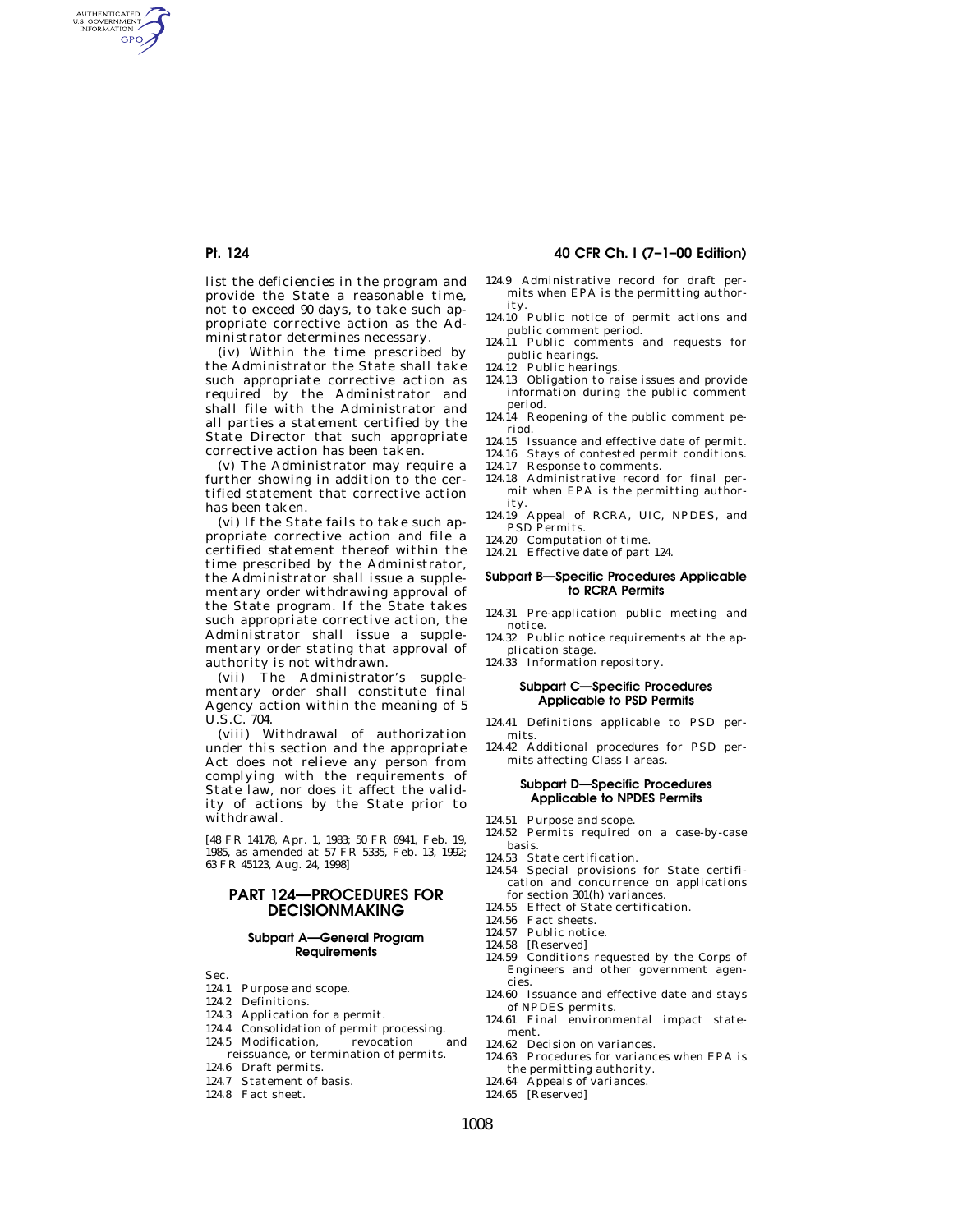list the deficiencies in the program and provide the State a reasonable time, not to exceed 90 days, to take such appropriate corrective action as the Administrator determines necessary.

(iv) Within the time prescribed by the Administrator the State shall take such appropriate corrective action as required by the Administrator and shall file with the Administrator and all parties a statement certified by the State Director that such appropriate corrective action has been taken.

(v) The Administrator may require a further showing in addition to the certified statement that corrective action has been taken.

(vi) If the State fails to take such appropriate corrective action and file a certified statement thereof within the time prescribed by the Administrator, the Administrator shall issue a supplementary order withdrawing approval of the State program. If the State takes such appropriate corrective action, the Administrator shall issue a supplementary order stating that approval of authority is not withdrawn.

(vii) The Administrator's supplementary order shall constitute final Agency action within the meaning of 5 U.S.C. 704.

(viii) Withdrawal of authorization under this section and the appropriate Act does not relieve any person from complying with the requirements of State law, nor does it affect the validity of actions by the State prior to withdrawal.

[48 FR 14178, Apr. 1, 1983; 50 FR 6941, Feb. 19, 1985, as amended at 57 FR 5335, Feb. 13, 1992; 63 FR 45123, Aug. 24, 1998]

# PART 124—PROCEDURES FOR DECISIONMAKING

## Subpart A—General Program Requirements

Sec.

124.1 Purpose and scope.
124.2 Definitions.
124.3 Application for a permit.
124.4 Consolidation of permit processing.
124.5 Modification, revocation and reissuance, or termination of permits.
124.6 Draft permits.
124.7 Statement of basis.
124.8 Fact sheet.
124.9 Administrative record for draft permits when EPA is the permitting authority.
124.10 Public notice of permit actions and public comment period.
124.11 Public comments and requests for public hearings.
124.12 Public hearings.
124.13 Obligation to raise issues and provide information during the public comment period.
124.14 Reopening of the public comment period.
124.15 Issuance and effective date of permit.
124.16 Stays of contested permit conditions.
124.17 Response to comments.
124.18 Administrative record for final permit when EPA is the permitting authority.
124.19 Appeal of RCRA, UIC, NPDES, and PSD Permits.
124.20 Computation of time.
124.21 Effective date of part 124.

## Subpart B—Specific Procedures Applicable to RCRA Permits

124.31 Pre-application public meeting and notice.
124.32 Public notice requirements at the application stage.
124.33 Information repository.

## Subpart C—Specific Procedures Applicable to PSD Permits

124.41 Definitions applicable to PSD permits.
124.42 Additional procedures for PSD permits affecting Class I areas.

## Subpart D—Specific Procedures Applicable to NPDES Permits

124.51 Purpose and scope.
124.52 Permits required on a case-by-case basis.
124.53 State certification.
124.54 Special provisions for State certification and concurrence on applications for section 301(h) variances.
124.55 Effect of State certification.
124.56 Fact sheets.
124.57 Public notice.
124.58 [Reserved]
124.59 Conditions requested by the Corps of Engineers and other government agencies.
124.60 Issuance and effective date and stays of NPDES permits.
124.61 Final environmental impact statement.
124.62 Decision on variances.
124.63 Procedures for variances when EPA is the permitting authority.
124.64 Appeals of variances.
124.65 [Reserved]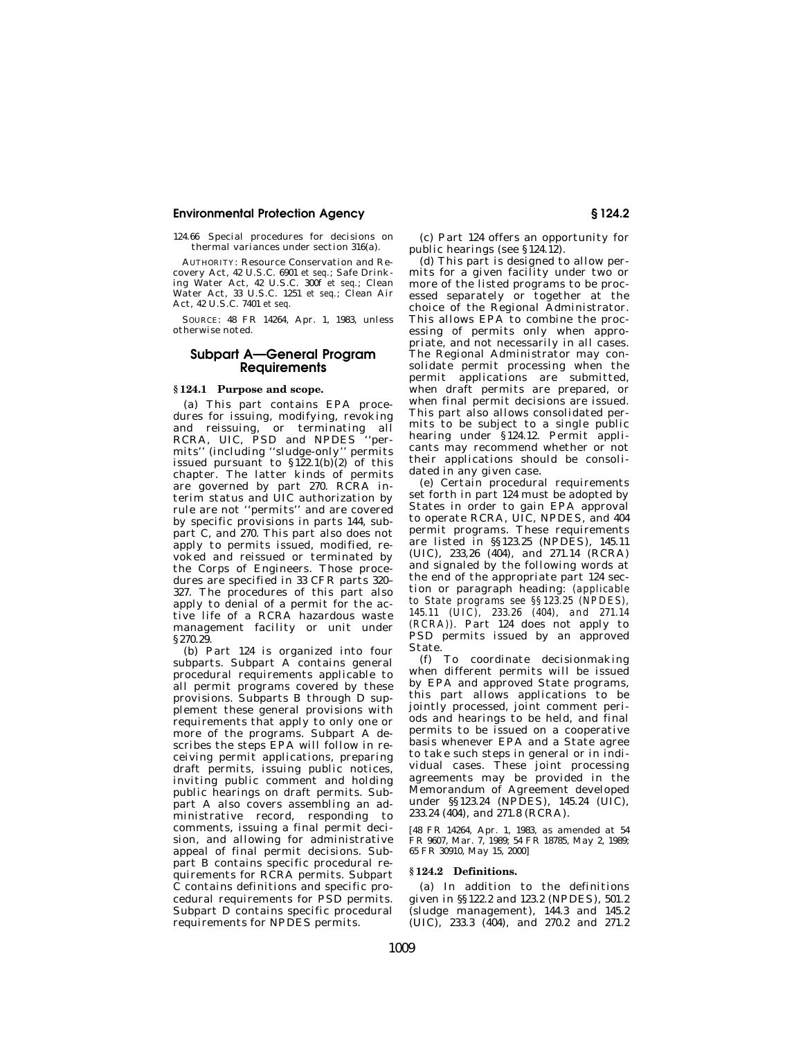124.66 Special procedures for decisions on thermal variances under section 316(a).

AUTHORITY: Resource Conservation and Recovery Act, 42 U.S.C. 6901 *et seq.*; Safe Drinking Water Act, 42 U.S.C. 300f *et seq.*; Clean Water Act, 33 U.S.C. 1251 *et seq.*; Clean Air Act, 42 U.S.C. 7401 *et seq.*

SOURCE: 48 FR 14264, Apr. 1, 1983, unless otherwise noted.

## Subpart A—General Program Requirements

### § 124.1 Purpose and scope.

(a) This part contains EPA procedures for issuing, modifying, revoking and reissuing, or terminating all RCRA, UIC, PSD and NPDES ''permits'' (including ''sludge-only'' permits issued pursuant to § 122.1(b)(2) of this chapter. The latter kinds of permits are governed by part 270. RCRA interim status and UIC authorization by rule are not ''permits'' and are covered by specific provisions in parts 144, subpart C, and 270. This part also does not apply to permits issued, modified, revoked and reissued or terminated by the Corps of Engineers. Those procedures are specified in 33 CFR parts 320–327. The procedures of this part also apply to denial of a permit for the active life of a RCRA hazardous waste management facility or unit under § 270.29.

(b) Part 124 is organized into four subparts. Subpart A contains general procedural requirements applicable to all permit programs covered by these provisions. Subparts B through D supplement these general provisions with requirements that apply to only one or more of the programs. Subpart A describes the steps EPA will follow in receiving permit applications, preparing draft permits, issuing public notices, inviting public comment and holding public hearings on draft permits. Subpart A also covers assembling an administrative record, responding to comments, issuing a final permit decision, and allowing for administrative appeal of final permit decisions. Subpart B contains specific procedural requirements for RCRA permits. Subpart C contains definitions and specific procedural requirements for PSD permits. Subpart D contains specific procedural requirements for NPDES permits.

(c) Part 124 offers an opportunity for public hearings (see § 124.12).

(d) This part is designed to allow permits for a given facility under two or more of the listed programs to be processed separately or together at the choice of the Regional Administrator. This allows EPA to combine the processing of permits only when appropriate, and not necessarily in all cases. The Regional Administrator may consolidate permit processing when the permit applications are submitted, when draft permits are prepared, or when final permit decisions are issued. This part also allows consolidated permits to be subject to a single public hearing under § 124.12. Permit applicants may recommend whether or not their applications should be consolidated in any given case.

(e) Certain procedural requirements set forth in part 124 must be adopted by States in order to gain EPA approval to operate RCRA, UIC, NPDES, and 404 permit programs. These requirements are listed in §§ 123.25 (NPDES), 145.11 (UIC), 233,26 (404), and 271.14 (RCRA) and signaled by the following words at the end of the appropriate part 124 section or paragraph heading: *(applicable to State programs see §§ 123.25 (NPDES), 145.11 (UIC), 233.26 (404), and 271.14 (RCRA)).* Part 124 does not apply to PSD permits issued by an approved State.

(f) To coordinate decisionmaking when different permits will be issued by EPA and approved State programs, this part allows applications to be jointly processed, joint comment periods and hearings to be held, and final permits to be issued on a cooperative basis whenever EPA and a State agree to take such steps in general or in individual cases. These joint processing agreements may be provided in the Memorandum of Agreement developed under §§ 123.24 (NPDES), 145.24 (UIC), 233.24 (404), and 271.8 (RCRA).

[48 FR 14264, Apr. 1, 1983, as amended at 54 FR 9607, Mar. 7, 1989; 54 FR 18785, May 2, 1989; 65 FR 30910, May 15, 2000]

### § 124.2 Definitions.

(a) In addition to the definitions given in §§ 122.2 and 123.2 (NPDES), 501.2 (sludge management), 144.3 and 145.2 (UIC), 233.3 (404), and 270.2 and 271.2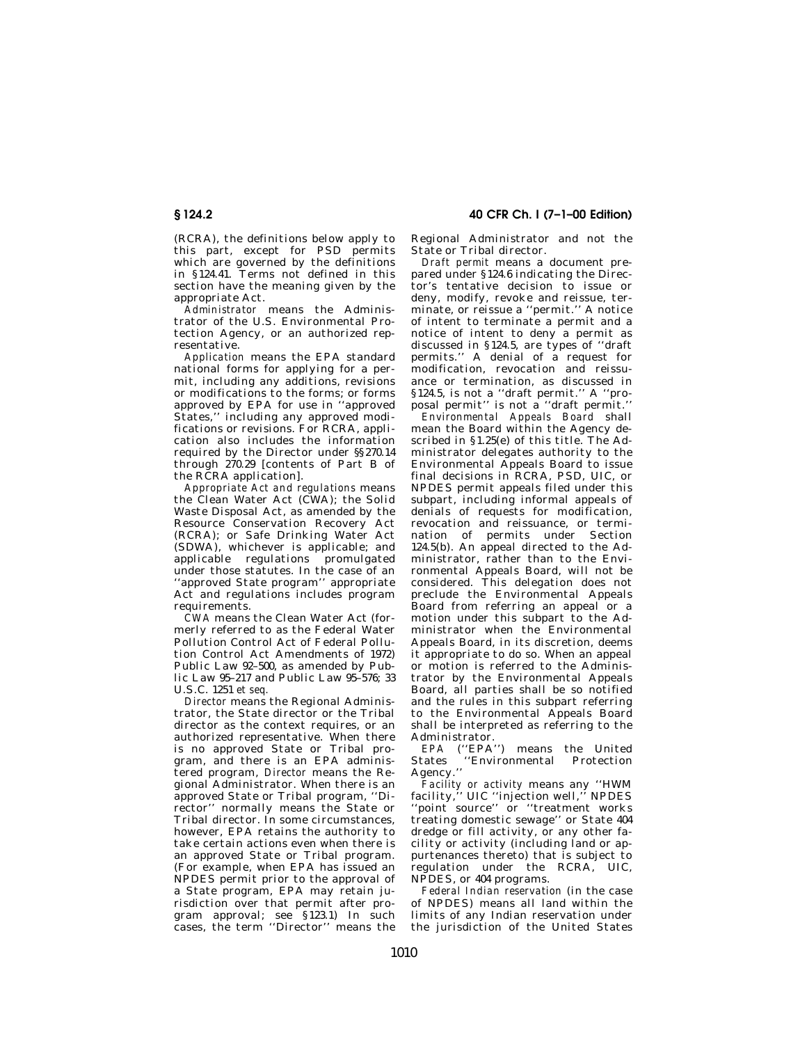(RCRA), the definitions below apply to this part, except for PSD permits which are governed by the definitions in §124.41. Terms not defined in this section have the meaning given by the appropriate Act.

*Administrator* means the Administrator of the U.S. Environmental Protection Agency, or an authorized representative.

*Application* means the EPA standard national forms for applying for a permit, including any additions, revisions or modifications to the forms; or forms approved by EPA for use in ''approved States,'' including any approved modifications or revisions. For RCRA, application also includes the information required by the Director under §§270.14 through 270.29 [contents of Part B of the RCRA application].

*Appropriate Act and regulations* means the Clean Water Act (CWA); the Solid Waste Disposal Act, as amended by the Resource Conservation Recovery Act (RCRA); or Safe Drinking Water Act (SDWA), whichever is applicable; and applicable regulations promulgated under those statutes. In the case of an ''approved State program'' appropriate Act and regulations includes program requirements.

*CWA* means the Clean Water Act (formerly referred to as the Federal Water Pollution Control Act of Federal Pollution Control Act Amendments of 1972) Public Law 92–500, as amended by Public Law 95–217 and Public Law 95–576; 33 U.S.C. 1251 *et seq.*

*Director* means the Regional Administrator, the State director or the Tribal director as the context requires, or an authorized representative. When there is no approved State or Tribal program, and there is an EPA administered program, *Director* means the Regional Administrator. When there is an approved State or Tribal program, ''Director'' normally means the State or Tribal director. In some circumstances, however, EPA retains the authority to take certain actions even when there is an approved State or Tribal program. (For example, when EPA has issued an NPDES permit prior to the approval of a State program, EPA may retain jurisdiction over that permit after program approval; see §123.1) In such cases, the term ''Director'' means the Regional Administrator and not the State or Tribal director.

*Draft permit* means a document prepared under §124.6 indicating the Director's tentative decision to issue or deny, modify, revoke and reissue, terminate, or reissue a ''permit.'' A notice of intent to terminate a permit and a notice of intent to deny a permit as discussed in §124.5, are types of ''draft permits.'' A denial of a request for modification, revocation and reissuance or termination, as discussed in §124.5, is not a ''draft permit.'' A ''proposal permit'' is not a ''draft permit.''

*Environmental Appeals Board* shall mean the Board within the Agency described in §1.25(e) of this title. The Administrator delegates authority to the Environmental Appeals Board to issue final decisions in RCRA, PSD, UIC, or NPDES permit appeals filed under this subpart, including informal appeals of denials of requests for modification, revocation and reissuance, or termination of permits under Section 124.5(b). An appeal directed to the Administrator, rather than to the Environmental Appeals Board, will not be considered. This delegation does not preclude the Environmental Appeals Board from referring an appeal or a motion under this subpart to the Administrator when the Environmental Appeals Board, in its discretion, deems it appropriate to do so. When an appeal or motion is referred to the Administrator by the Environmental Appeals Board, all parties shall be so notified and the rules in this subpart referring to the Environmental Appeals Board shall be interpreted as referring to the Administrator.

*EPA* (''EPA'') means the United States ''Environmental Protection Agency.''

*Facility or activity* means any ''HWM facility,'' UIC ''injection well,'' NPDES ''point source'' or ''treatment works treating domestic sewage'' or State 404 dredge or fill activity, or any other facility or activity (including land or appurtenances thereto) that is subject to regulation under the RCRA, UIC, NPDES, or 404 programs.

*Federal Indian reservation* (in the case of NPDES) means all land within the limits of any Indian reservation under the jurisdiction of the United States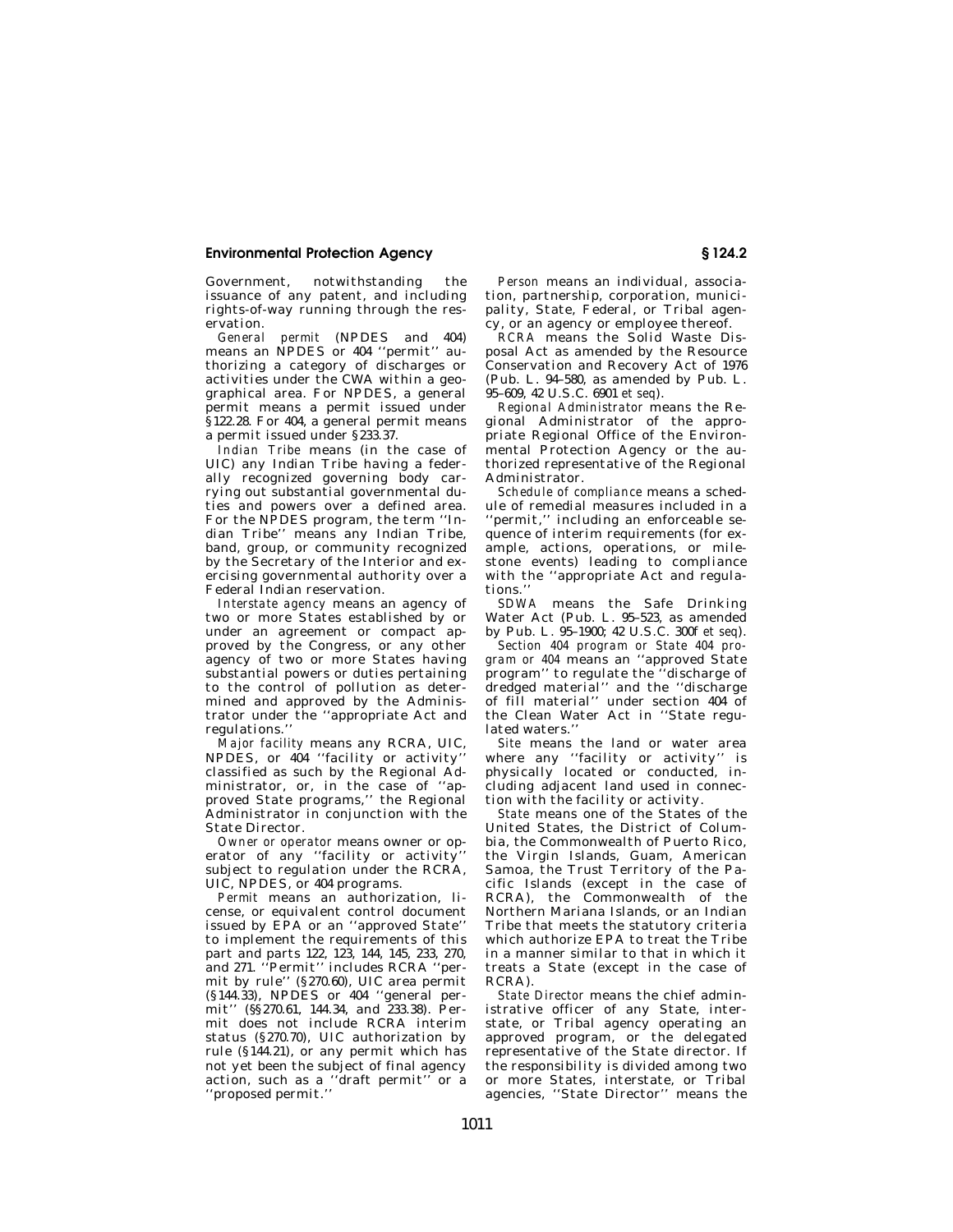Government, notwithstanding the issuance of any patent, and including rights-of-way running through the reservation.

*General permit* (NPDES and 404) means an NPDES or 404 ''permit'' authorizing a category of discharges or activities under the CWA within a geographical area. For NPDES, a general permit means a permit issued under §122.28. For 404, a general permit means a permit issued under §233.37.

*Indian Tribe* means (in the case of UIC) any Indian Tribe having a federally recognized governing body carrying out substantial governmental duties and powers over a defined area. For the NPDES program, the term ''Indian Tribe'' means any Indian Tribe, band, group, or community recognized by the Secretary of the Interior and exercising governmental authority over a Federal Indian reservation.

*Interstate agency* means an agency of two or more States established by or under an agreement or compact approved by the Congress, or any other agency of two or more States having substantial powers or duties pertaining to the control of pollution as determined and approved by the Administrator under the ''appropriate Act and regulations.''

*Major facility* means any RCRA, UIC, NPDES, or 404 ''facility or activity'' classified as such by the Regional Administrator, or, in the case of ''approved State programs,'' the Regional Administrator in conjunction with the State Director.

*Owner or operator* means owner or operator of any ''facility or activity'' subject to regulation under the RCRA, UIC, NPDES, or 404 programs.

*Permit* means an authorization, license, or equivalent control document issued by EPA or an ''approved State'' to implement the requirements of this part and parts 122, 123, 144, 145, 233, 270, and 271. ''Permit'' includes RCRA ''permit by rule'' (§270.60), UIC area permit (§144.33), NPDES or 404 ''general permit'' (§§270.61, 144.34, and 233.38). Permit does not include RCRA interim status (§270.70), UIC authorization by rule (§144.21), or any permit which has not yet been the subject of final agency action, such as a ''draft permit'' or a ''proposed permit.''

*Person* means an individual, association, partnership, corporation, municipality, State, Federal, or Tribal agency, or an agency or employee thereof.

*RCRA* means the Solid Waste Disposal Act as amended by the Resource Conservation and Recovery Act of 1976 (Pub. L. 94–580, as amended by Pub. L. 95–609, 42 U.S.C. 6901 *et seq*).

*Regional Administrator* means the Regional Administrator of the appropriate Regional Office of the Environmental Protection Agency or the authorized representative of the Regional Administrator.

*Schedule of compliance* means a schedule of remedial measures included in a ''permit,'' including an enforceable sequence of interim requirements (for example, actions, operations, or milestone events) leading to compliance with the ''appropriate Act and regulations.''

*SDWA* means the Safe Drinking Water Act (Pub. L. 95–523, as amended by Pub. L. 95–1900; 42 U.S.C. 300f *et seq*).

*Section 404 program or State 404 program or 404* means an ''approved State program'' to regulate the ''discharge of dredged material'' and the ''discharge of fill material'' under section 404 of the Clean Water Act in ''State regulated waters.''

*Site* means the land or water area where any ''facility or activity'' is physically located or conducted, including adjacent land used in connection with the facility or activity.

*State* means one of the States of the United States, the District of Columbia, the Commonwealth of Puerto Rico, the Virgin Islands, Guam, American Samoa, the Trust Territory of the Pacific Islands (except in the case of RCRA), the Commonwealth of the Northern Mariana Islands, or an Indian Tribe that meets the statutory criteria which authorize EPA to treat the Tribe in a manner similar to that in which it treats a State (except in the case of RCRA).

*State Director* means the chief administrative officer of any State, interstate, or Tribal agency operating an approved program, or the delegated representative of the State director. If the responsibility is divided among two or more States, interstate, or Tribal agencies, ''State Director'' means the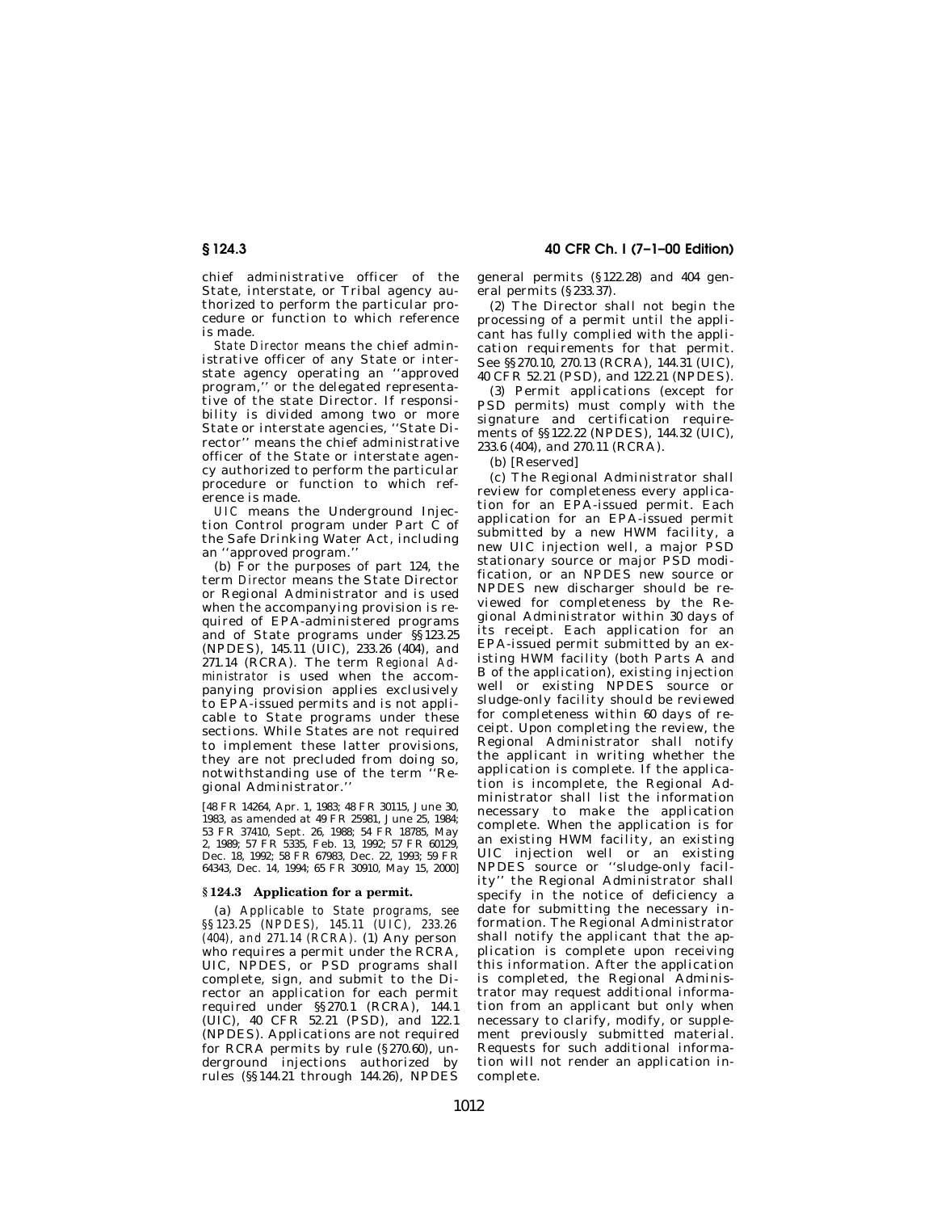chief administrative officer of the State, interstate, or Tribal agency authorized to perform the particular procedure or function to which reference is made.

*State Director* means the chief administrative officer of any State or interstate agency operating an ''approved program,'' or the delegated representative of the state Director. If responsibility is divided among two or more State or interstate agencies, ''State Director'' means the chief administrative officer of the State or interstate agency authorized to perform the particular procedure or function to which reference is made.

*UIC* means the Underground Injection Control program under Part C of the Safe Drinking Water Act, including an ''approved program.''

(b) For the purposes of part 124, the term *Director* means the State Director or Regional Administrator and is used when the accompanying provision is required of EPA-administered programs and of State programs under §§123.25 (NPDES), 145.11 (UIC), 233.26 (404), and 271.14 (RCRA). The term *Regional Administrator* is used when the accompanying provision applies exclusively to EPA-issued permits and is not applicable to State programs under these sections. While States are not required to implement these latter provisions, they are not precluded from doing so, notwithstanding use of the term ''Regional Administrator.''

[48 FR 14264, Apr. 1, 1983; 48 FR 30115, June 30, 1983, as amended at 49 FR 25981, June 25, 1984; 53 FR 37410, Sept. 26, 1988; 54 FR 18785, May 2, 1989; 57 FR 5335, Feb. 13, 1992; 57 FR 60129, Dec. 18, 1992; 58 FR 67983, Dec. 22, 1993; 59 FR 64343, Dec. 14, 1994; 65 FR 30910, May 15, 2000]

## §124.3 Application for a permit.

(a) *Applicable to State programs, see §§123.25 (NPDES), 145.11 (UIC), 233.26 (404), and 271.14 (RCRA).* (1) Any person who requires a permit under the RCRA, UIC, NPDES, or PSD programs shall complete, sign, and submit to the Director an application for each permit required under §§270.1 (RCRA), 144.1 (UIC), 40 CFR 52.21 (PSD), and 122.1 (NPDES). Applications are not required for RCRA permits by rule (§270.60), underground injections authorized by rules (§§144.21 through 144.26), NPDES general permits (§122.28) and 404 general permits (§233.37).

(2) The Director shall not begin the processing of a permit until the applicant has fully complied with the application requirements for that permit. See §§270.10, 270.13 (RCRA), 144.31 (UIC), 40 CFR 52.21 (PSD), and 122.21 (NPDES).

(3) Permit applications (except for PSD permits) must comply with the signature and certification requirements of §§122.22 (NPDES), 144.32 (UIC), 233.6 (404), and 270.11 (RCRA).

(b) [Reserved]

(c) The Regional Administrator shall review for completeness every application for an EPA-issued permit. Each application for an EPA-issued permit submitted by a new HWM facility, a new UIC injection well, a major PSD stationary source or major PSD modification, or an NPDES new source or NPDES new discharger should be reviewed for completeness by the Regional Administrator within 30 days of its receipt. Each application for an EPA-issued permit submitted by an existing HWM facility (both Parts A and B of the application), existing injection well or existing NPDES source or sludge-only facility should be reviewed for completeness within 60 days of receipt. Upon completing the review, the Regional Administrator shall notify the applicant in writing whether the application is complete. If the application is incomplete, the Regional Administrator shall list the information necessary to make the application complete. When the application is for an existing HWM facility, an existing UIC injection well or an existing NPDES source or ''sludge-only facility'' the Regional Administrator shall specify in the notice of deficiency a date for submitting the necessary information. The Regional Administrator shall notify the applicant that the application is complete upon receiving this information. After the application is completed, the Regional Administrator may request additional information from an applicant but only when necessary to clarify, modify, or supplement previously submitted material. Requests for such additional information will not render an application incomplete.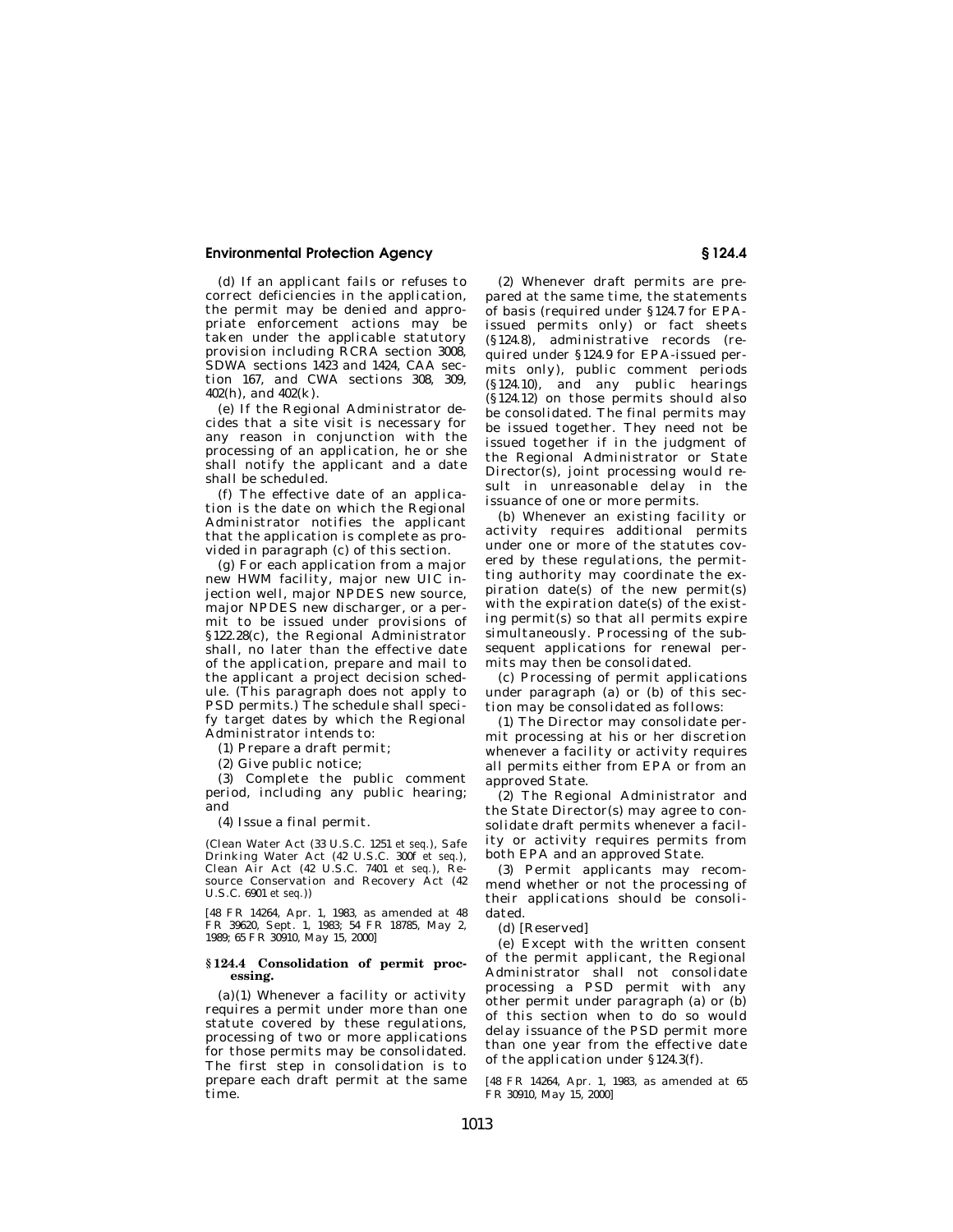(d) If an applicant fails or refuses to correct deficiencies in the application, the permit may be denied and appropriate enforcement actions may be taken under the applicable statutory provision including RCRA section 3008, SDWA sections 1423 and 1424, CAA section 167, and CWA sections 308, 309, 402(h), and 402(k).

(e) If the Regional Administrator decides that a site visit is necessary for any reason in conjunction with the processing of an application, he or she shall notify the applicant and a date shall be scheduled.

(f) The effective date of an application is the date on which the Regional Administrator notifies the applicant that the application is complete as provided in paragraph (c) of this section.

(g) For each application from a major new HWM facility, major new UIC injection well, major NPDES new source, major NPDES new discharger, or a permit to be issued under provisions of §122.28(c), the Regional Administrator shall, no later than the effective date of the application, prepare and mail to the applicant a project decision schedule. (This paragraph does not apply to PSD permits.) The schedule shall specify target dates by which the Regional Administrator intends to:

(1) Prepare a draft permit;

(2) Give public notice;

(3) Complete the public comment period, including any public hearing; and

(4) Issue a final permit.

(Clean Water Act (33 U.S.C. 1251 *et seq.*), Safe Drinking Water Act (42 U.S.C. 300f *et seq.*), Clean Air Act (42 U.S.C. 7401 *et seq.*), Resource Conservation and Recovery Act (42 U.S.C. 6901 *et seq.*))

[48 FR 14264, Apr. 1, 1983, as amended at 48 FR 39620, Sept. 1, 1983; 54 FR 18785, May 2, 1989; 65 FR 30910, May 15, 2000]

### §124.4 Consolidation of permit processing.

(a)(1) Whenever a facility or activity requires a permit under more than one statute covered by these regulations, processing of two or more applications for those permits may be consolidated. The first step in consolidation is to prepare each draft permit at the same time.

(2) Whenever draft permits are prepared at the same time, the statements of basis (required under §124.7 for EPA-issued permits only) or fact sheets (§124.8), administrative records (required under §124.9 for EPA-issued permits only), public comment periods (§124.10), and any public hearings (§124.12) on those permits should also be consolidated. The final permits may be issued together. They need not be issued together if in the judgment of the Regional Administrator or State Director(s), joint processing would result in unreasonable delay in the issuance of one or more permits.

(b) Whenever an existing facility or activity requires additional permits under one or more of the statutes covered by these regulations, the permitting authority may coordinate the expiration date(s) of the new permit(s) with the expiration date(s) of the existing permit(s) so that all permits expire simultaneously. Processing of the subsequent applications for renewal permits may then be consolidated.

(c) Processing of permit applications under paragraph (a) or (b) of this section may be consolidated as follows:

(1) The Director may consolidate permit processing at his or her discretion whenever a facility or activity requires all permits either from EPA or from an approved State.

(2) The Regional Administrator and the State Director(s) may agree to consolidate draft permits whenever a facility or activity requires permits from both EPA and an approved State.

(3) Permit applicants may recommend whether or not the processing of their applications should be consolidated.

(d) [Reserved]

(e) Except with the written consent of the permit applicant, the Regional Administrator shall not consolidate processing a PSD permit with any other permit under paragraph (a) or (b) of this section when to do so would delay issuance of the PSD permit more than one year from the effective date of the application under §124.3(f).

[48 FR 14264, Apr. 1, 1983, as amended at 65 FR 30910, May 15, 2000]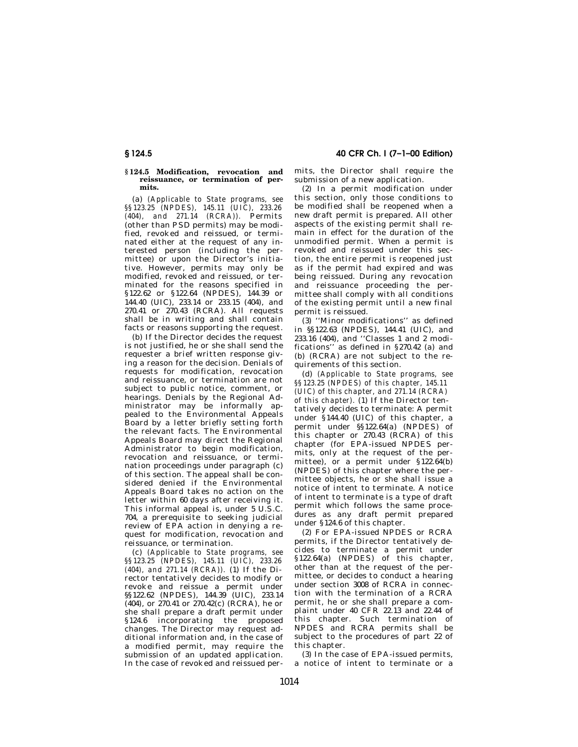## § 124.5 Modification, revocation and reissuance, or termination of permits.

(a) *(Applicable to State programs, see §§ 123.25 (NPDES), 145.11 (UIC), 233.26 (404), and 271.14 (RCRA)).* Permits (other than PSD permits) may be modified, revoked and reissued, or terminated either at the request of any interested person (including the permittee) or upon the Director's initiative. However, permits may only be modified, revoked and reissued, or terminated for the reasons specified in § 122.62 or § 122.64 (NPDES), 144.39 or 144.40 (UIC), 233.14 or 233.15 (404), and 270.41 or 270.43 (RCRA). All requests shall be in writing and shall contain facts or reasons supporting the request.

(b) If the Director decides the request is not justified, he or she shall send the requester a brief written response giving a reason for the decision. Denials of requests for modification, revocation and reissuance, or termination are not subject to public notice, comment, or hearings. Denials by the Regional Administrator may be informally appealed to the Environmental Appeals Board by a letter briefly setting forth the relevant facts. The Environmental Appeals Board may direct the Regional Administrator to begin modification, revocation and reissuance, or termination proceedings under paragraph (c) of this section. The appeal shall be considered denied if the Environmental Appeals Board takes no action on the letter within 60 days after receiving it. This informal appeal is, under 5 U.S.C. 704, a prerequisite to seeking judicial review of EPA action in denying a request for modification, revocation and reissuance, or termination.

(c) *(Applicable to State programs, see §§ 123.25 (NPDES), 145.11 (UIC), 233.26 (404), and 271.14 (RCRA)).* (1) If the Director tentatively decides to modify or revoke and reissue a permit under §§ 122.62 (NPDES), 144.39 (UIC), 233.14 (404), or 270.41 or 270.42(c) (RCRA), he or she shall prepare a draft permit under § 124.6 incorporating the proposed changes. The Director may request additional information and, in the case of a modified permit, may require the submission of an updated application. In the case of revoked and reissued permits, the Director shall require the submission of a new application.

(2) In a permit modification under this section, only those conditions to be modified shall be reopened when a new draft permit is prepared. All other aspects of the existing permit shall remain in effect for the duration of the unmodified permit. When a permit is revoked and reissued under this section, the entire permit is reopened just as if the permit had expired and was being reissued. During any revocation and reissuance proceeding the permittee shall comply with all conditions of the existing permit until a new final permit is reissued.

(3) ''Minor modifications'' as defined in §§ 122.63 (NPDES), 144.41 (UIC), and 233.16 (404), and ''Classes 1 and 2 modifications'' as defined in § 270.42 (a) and (b) (RCRA) are not subject to the requirements of this section.

(d) *(Applicable to State programs, see §§ 123.25 (NPDES) of this chapter, 145.11 (UIC) of this chapter, and 271.14 (RCRA) of this chapter).* (1) If the Director tentatively decides to terminate: A permit under § 144.40 (UIC) of this chapter, a permit under §§ 122.64(a) (NPDES) of this chapter or 270.43 (RCRA) of this chapter (for EPA-issued NPDES permits, only at the request of the permittee), or a permit under § 122.64(b) (NPDES) of this chapter where the permittee objects, he or she shall issue a notice of intent to terminate. A notice of intent to terminate is a type of draft permit which follows the same procedures as any draft permit prepared under § 124.6 of this chapter.

(2) For EPA-issued NPDES or RCRA permits, if the Director tentatively decides to terminate a permit under § 122.64(a) (NPDES) of this chapter, other than at the request of the permittee, or decides to conduct a hearing under section 3008 of RCRA in connection with the termination of a RCRA permit, he or she shall prepare a complaint under 40 CFR 22.13 and 22.44 of this chapter. Such termination of NPDES and RCRA permits shall be subject to the procedures of part 22 of this chapter.

(3) In the case of EPA-issued permits, a notice of intent to terminate or a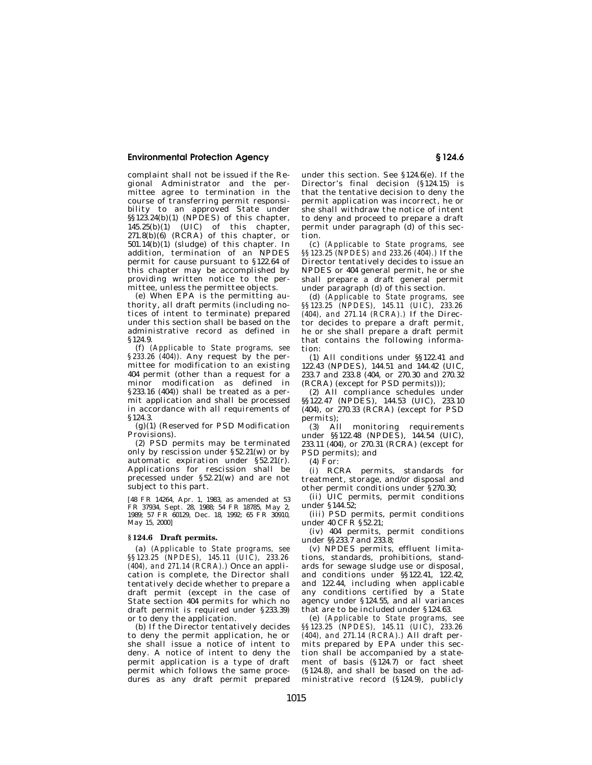complaint shall not be issued if the Regional Administrator and the permittee agree to termination in the course of transferring permit responsibility to an approved State under §§123.24(b)(1) (NPDES) of this chapter, 145.25(b)(1) (UIC) of this chapter, 271.8(b)(6) (RCRA) of this chapter, or 501.14(b)(1) (sludge) of this chapter. In addition, termination of an NPDES permit for cause pursuant to §122.64 of this chapter may be accomplished by providing written notice to the permittee, unless the permittee objects.

(e) When EPA is the permitting authority, all draft permits (including notices of intent to terminate) prepared under this section shall be based on the administrative record as defined in §124.9.

(f) *(Applicable to State programs, see §233.26 (404)).* Any request by the permittee for modification to an existing 404 permit (other than a request for a minor modification as defined in §233.16 (404)) shall be treated as a permit application and shall be processed in accordance with all requirements of §124.3.

(g)(1) (Reserved for PSD Modification Provisions).

(2) PSD permits may be terminated only by rescission under §52.21(w) or by automatic expiration under §52.21(r). Applications for rescission shall be precessed under §52.21(w) and are not subject to this part.

[48 FR 14264, Apr. 1, 1983, as amended at 53 FR 37934, Sept. 28, 1988; 54 FR 18785, May 2, 1989; 57 FR 60129, Dec. 18, 1992; 65 FR 30910, May 15, 2000]

## §124.6 Draft permits.

(a) *(Applicable to State programs, see §§123.25 (NPDES), 145.11 (UIC), 233.26 (404), and 271.14 (RCRA).)* Once an application is complete, the Director shall tentatively decide whether to prepare a draft permit (except in the case of State section 404 permits for which no draft permit is required under §233.39) or to deny the application.

(b) If the Director tentatively decides to deny the permit application, he or she shall issue a notice of intent to deny. A notice of intent to deny the permit application is a type of draft permit which follows the same procedures as any draft permit prepared under this section. See §124.6(e). If the Director's final decision (§124.15) is that the tentative decision to deny the permit application was incorrect, he or she shall withdraw the notice of intent to deny and proceed to prepare a draft permit under paragraph (d) of this section.

(c) *(Applicable to State programs, see §§123.25 (NPDES) and 233.26 (404).)* If the Director tentatively decides to issue an NPDES or 404 general permit, he or she shall prepare a draft general permit under paragraph (d) of this section.

(d) *(Applicable to State programs, see §§123.25 (NPDES), 145.11 (UIC), 233.26 (404), and 271.14 (RCRA).)* If the Director decides to prepare a draft permit, he or she shall prepare a draft permit that contains the following information:

(1) All conditions under §§122.41 and 122.43 (NPDES), 144.51 and 144.42 (UIC, 233.7 and 233.8 (404, or 270.30 and 270.32 (RCRA) (except for PSD permits)));

(2) All compliance schedules under §§122.47 (NPDES), 144.53 (UIC), 233.10 (404), or 270.33 (RCRA) (except for PSD permits);

(3) All monitoring requirements under §§122.48 (NPDES), 144.54 (UIC), 233.11 (404), or 270.31 (RCRA) (except for PSD permits); and

(4) For:

(i) RCRA permits, standards for treatment, storage, and/or disposal and other permit conditions under §270.30;

(ii) UIC permits, permit conditions under §144.52;

(iii) PSD permits, permit conditions under 40 CFR §52.21;

(iv) 404 permits, permit conditions under §§233.7 and 233.8;

(v) NPDES permits, effluent limitations, standards, prohibitions, standards for sewage sludge use or disposal, and conditions under §§122.41, 122.42, and 122.44, including when applicable any conditions certified by a State agency under §124.55, and all variances that are to be included under §124.63.

(e) *(Applicable to State programs, see §§123.25 (NPDES), 145.11 (UIC), 233.26 (404), and 271.14 (RCRA).)* All draft permits prepared by EPA under this section shall be accompanied by a statement of basis (§124.7) or fact sheet (§124.8), and shall be based on the administrative record (§124.9), publicly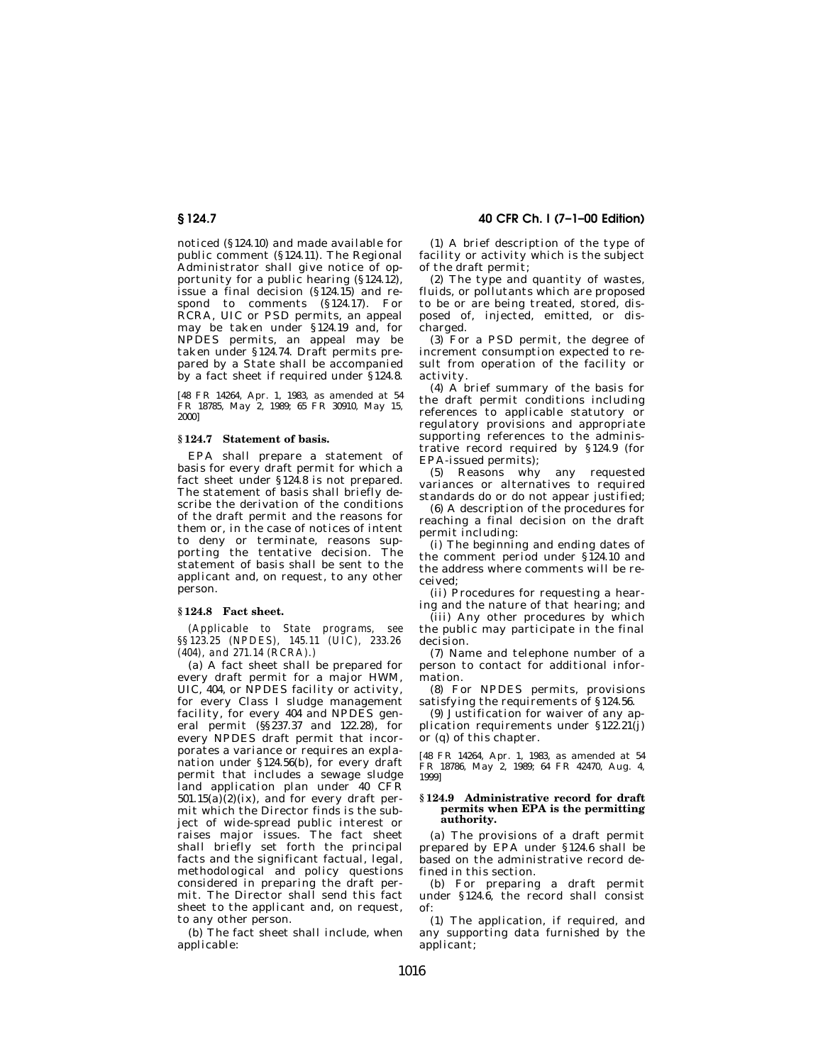noticed (§124.10) and made available for public comment (§124.11). The Regional Administrator shall give notice of opportunity for a public hearing (§124.12), issue a final decision (§124.15) and respond to comments (§124.17). For RCRA, UIC or PSD permits, an appeal may be taken under §124.19 and, for NPDES permits, an appeal may be taken under §124.74. Draft permits prepared by a State shall be accompanied by a fact sheet if required under §124.8.

[48 FR 14264, Apr. 1, 1983, as amended at 54 FR 18785, May 2, 1989; 65 FR 30910, May 15, 2000]

## § 124.7 Statement of basis.

EPA shall prepare a statement of basis for every draft permit for which a fact sheet under §124.8 is not prepared. The statement of basis shall briefly describe the derivation of the conditions of the draft permit and the reasons for them or, in the case of notices of intent to deny or terminate, reasons supporting the tentative decision. The statement of basis shall be sent to the applicant and, on request, to any other person.

## § 124.8 Fact sheet.

*(Applicable to State programs, see §§123.25 (NPDES), 145.11 (UIC), 233.26 (404), and 271.14 (RCRA).)*

(a) A fact sheet shall be prepared for every draft permit for a major HWM, UIC, 404, or NPDES facility or activity, for every Class I sludge management facility, for every 404 and NPDES general permit (§§237.37 and 122.28), for every NPDES draft permit that incorporates a variance or requires an explanation under §124.56(b), for every draft permit that includes a sewage sludge land application plan under 40 CFR 501.15(a)(2)(ix), and for every draft permit which the Director finds is the subject of wide-spread public interest or raises major issues. The fact sheet shall briefly set forth the principal facts and the significant factual, legal, methodological and policy questions considered in preparing the draft permit. The Director shall send this fact sheet to the applicant and, on request, to any other person.

(b) The fact sheet shall include, when applicable:

(1) A brief description of the type of facility or activity which is the subject of the draft permit;

(2) The type and quantity of wastes, fluids, or pollutants which are proposed to be or are being treated, stored, disposed of, injected, emitted, or discharged.

(3) For a PSD permit, the degree of increment consumption expected to result from operation of the facility or activity.

(4) A brief summary of the basis for the draft permit conditions including references to applicable statutory or regulatory provisions and appropriate supporting references to the administrative record required by §124.9 (for EPA-issued permits);

(5) Reasons why any requested variances or alternatives to required standards do or do not appear justified;

(6) A description of the procedures for reaching a final decision on the draft permit including:

(i) The beginning and ending dates of the comment period under §124.10 and the address where comments will be received;

(ii) Procedures for requesting a hearing and the nature of that hearing; and

(iii) Any other procedures by which the public may participate in the final decision.

(7) Name and telephone number of a person to contact for additional information.

(8) For NPDES permits, provisions satisfying the requirements of §124.56.

(9) Justification for waiver of any application requirements under §122.21(j) or (q) of this chapter.

[48 FR 14264, Apr. 1, 1983, as amended at 54 FR 18786, May 2, 1989; 64 FR 42470, Aug. 4, 1999]

## § 124.9 Administrative record for draft permits when EPA is the permitting authority.

(a) The provisions of a draft permit prepared by EPA under §124.6 shall be based on the administrative record defined in this section.

(b) For preparing a draft permit under §124.6, the record shall consist of:

(1) The application, if required, and any supporting data furnished by the applicant;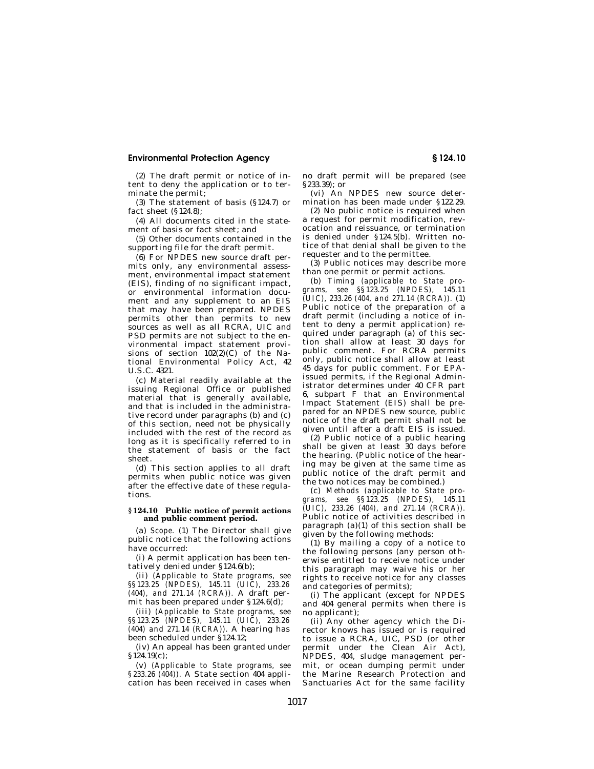(2) The draft permit or notice of intent to deny the application or to terminate the permit;

(3) The statement of basis (§124.7) or fact sheet (§124.8);

(4) All documents cited in the statement of basis or fact sheet; and

(5) Other documents contained in the supporting file for the draft permit.

(6) For NPDES new source draft permits only, any environmental assessment, environmental impact statement (EIS), finding of no significant impact, or environmental information document and any supplement to an EIS that may have been prepared. NPDES permits other than permits to new sources as well as all RCRA, UIC and PSD permits are not subject to the environmental impact statement provisions of section 102(2)(C) of the National Environmental Policy Act, 42 U.S.C. 4321.

(c) Material readily available at the issuing Regional Office or published material that is generally available, and that is included in the administrative record under paragraphs (b) and (c) of this section, need not be physically included with the rest of the record as long as it is specifically referred to in the statement of basis or the fact sheet.

(d) This section applies to all draft permits when public notice was given after the effective date of these regulations.

### §124.10 Public notice of permit actions and public comment period.

(a) *Scope.* (1) The Director shall give public notice that the following actions have occurred:

(i) A permit application has been tentatively denied under §124.6(b);

(ii) *(Applicable to State programs, see §§123.25 (NPDES), 145.11 (UIC), 233.26 (404), and 271.14 (RCRA)).* A draft permit has been prepared under §124.6(d);

(iii) *(Applicable to State programs, see §§123.25 (NPDES), 145.11 (UIC), 233.26 (404) and 271.14 (RCRA)).* A hearing has been scheduled under §124.12;

(iv) An appeal has been granted under §124.19(c);

(v) *(Applicable to State programs, see §233.26 (404)).* A State section 404 application has been received in cases when no draft permit will be prepared (see §233.39); or

(vi) An NPDES new source determination has been made under §122.29.

(2) No public notice is required when a request for permit modification, revocation and reissuance, or termination is denied under §124.5(b). Written notice of that denial shall be given to the requester and to the permittee.

(3) Public notices may describe more than one permit or permit actions.

(b) *Timing (applicable to State programs, see §§123.25 (NPDES), 145.11 (UIC), 233.26 (404, and 271.14 (RCRA)).* (1) Public notice of the preparation of a draft permit (including a notice of intent to deny a permit application) required under paragraph (a) of this section shall allow at least 30 days for public comment. For RCRA permits only, public notice shall allow at least 45 days for public comment. For EPA-issued permits, if the Regional Administrator determines under 40 CFR part 6, subpart F that an Environmental Impact Statement (EIS) shall be prepared for an NPDES new source, public notice of the draft permit shall not be given until after a draft EIS is issued.

(2) Public notice of a public hearing shall be given at least 30 days before the hearing. (Public notice of the hearing may be given at the same time as public notice of the draft permit and the two notices may be combined.)

(c) *Methods (applicable to State programs, see §§123.25 (NPDES), 145.11 (UIC), 233.26 (404), and 271.14 (RCRA)).* Public notice of activities described in paragraph (a)(1) of this section shall be given by the following methods:

(1) By mailing a copy of a notice to the following persons (any person otherwise entitled to receive notice under this paragraph may waive his or her rights to receive notice for any classes and categories of permits);

(i) The applicant (except for NPDES and 404 general permits when there is no applicant);

(ii) Any other agency which the Director knows has issued or is required to issue a RCRA, UIC, PSD (or other permit under the Clean Air Act), NPDES, 404, sludge management permit, or ocean dumping permit under the Marine Research Protection and Sanctuaries Act for the same facility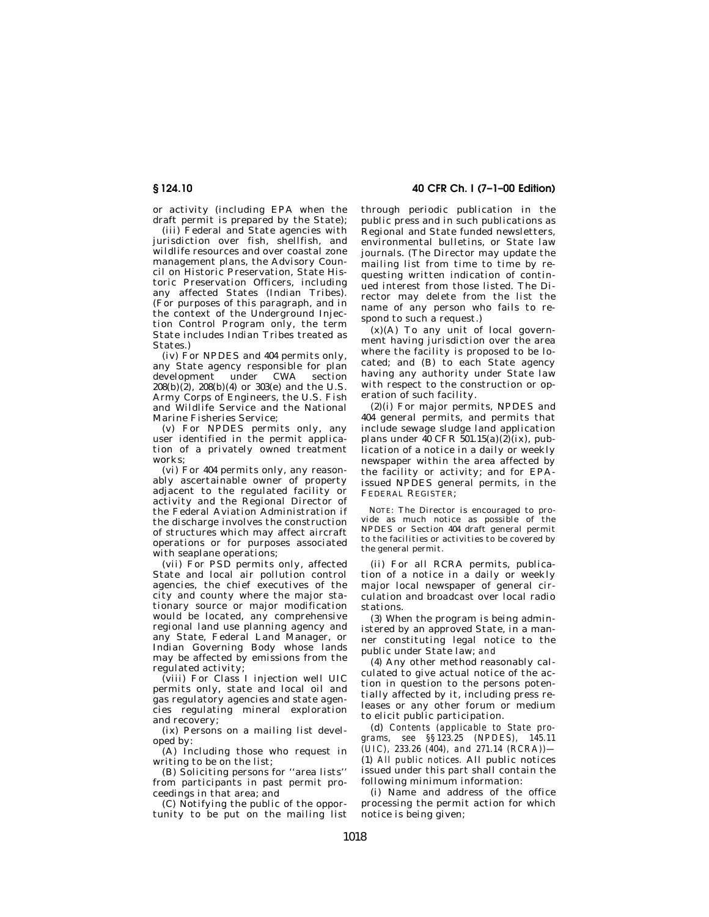or activity (including EPA when the draft permit is prepared by the State);

(iii) Federal and State agencies with jurisdiction over fish, shellfish, and wildlife resources and over coastal zone management plans, the Advisory Council on Historic Preservation, State Historic Preservation Officers, including any affected States (Indian Tribes). (For purposes of this paragraph, and in the context of the Underground Injection Control Program only, the term State includes Indian Tribes treated as States.)

(iv) For NPDES and 404 permits only, any State agency responsible for plan development under CWA section 208(b)(2), 208(b)(4) or 303(e) and the U.S. Army Corps of Engineers, the U.S. Fish and Wildlife Service and the National Marine Fisheries Service;

(v) For NPDES permits only, any user identified in the permit application of a privately owned treatment works;

(vi) For 404 permits only, any reasonably ascertainable owner of property adjacent to the regulated facility or activity and the Regional Director of the Federal Aviation Administration if the discharge involves the construction of structures which may affect aircraft operations or for purposes associated with seaplane operations;

(vii) For PSD permits only, affected State and local air pollution control agencies, the chief executives of the city and county where the major stationary source or major modification would be located, any comprehensive regional land use planning agency and any State, Federal Land Manager, or Indian Governing Body whose lands may be affected by emissions from the regulated activity;

(viii) For Class I injection well UIC permits only, state and local oil and gas regulatory agencies and state agencies regulating mineral exploration and recovery;

(ix) Persons on a mailing list developed by:

(A) Including those who request in writing to be on the list;

(B) Soliciting persons for ''area lists'' from participants in past permit proceedings in that area; and

(C) Notifying the public of the opportunity to be put on the mailing list through periodic publication in the public press and in such publications as Regional and State funded newsletters, environmental bulletins, or State law journals. (The Director may update the mailing list from time to time by requesting written indication of continued interest from those listed. The Director may delete from the list the name of any person who fails to respond to such a request.)

(x)(A) To any unit of local government having jurisdiction over the area where the facility is proposed to be located; and (B) to each State agency having any authority under State law with respect to the construction or operation of such facility.

(2)(i) For major permits, NPDES and 404 general permits, and permits that include sewage sludge land application plans under 40 CFR 501.15(a)(2)(ix), publication of a notice in a daily or weekly newspaper within the area affected by the facility or activity; and for EPA-issued NPDES general permits, in the FEDERAL REGISTER;

NOTE: The Director is encouraged to provide as much notice as possible of the NPDES or Section 404 draft general permit to the facilities or activities to be covered by the general permit.

(ii) For all RCRA permits, publication of a notice in a daily or weekly major local newspaper of general circulation and broadcast over local radio stations.

(3) When the program is being administered by an approved State, in a manner constituting legal notice to the public under State law; *and*

(4) Any other method reasonably calculated to give actual notice of the action in question to the persons potentially affected by it, including press releases or any other forum or medium to elicit public participation.

(d) *Contents (applicable to State programs, see §§ 123.25 (NPDES), 145.11 (UIC), 233.26 (404), and 271.14 (RCRA))*—(1) *All public notices.* All public notices issued under this part shall contain the following minimum information:

(i) Name and address of the office processing the permit action for which notice is being given;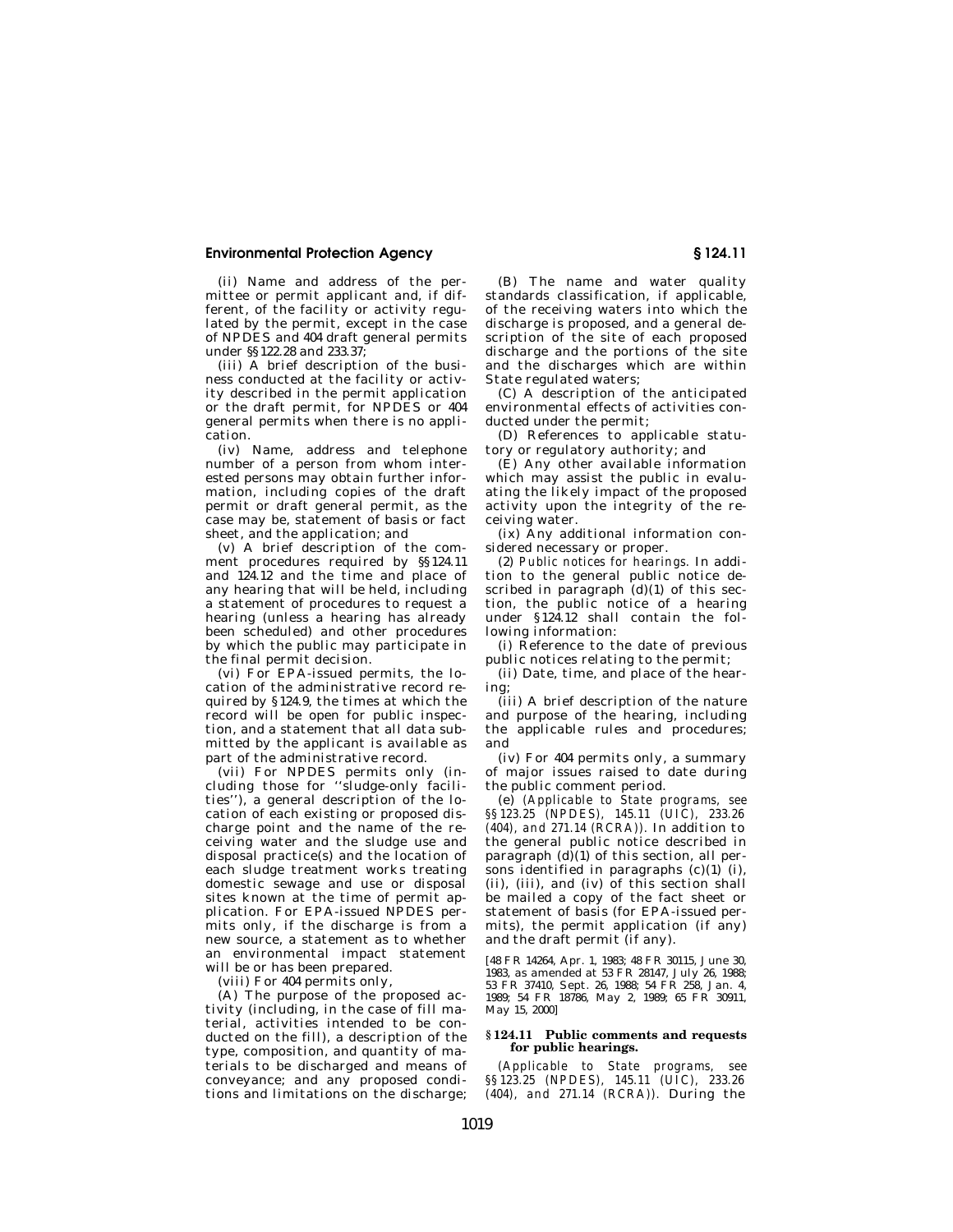(ii) Name and address of the permittee or permit applicant and, if different, of the facility or activity regulated by the permit, except in the case of NPDES and 404 draft general permits under §§122.28 and 233.37;

(iii) A brief description of the business conducted at the facility or activity described in the permit application or the draft permit, for NPDES or 404 general permits when there is no application.

(iv) Name, address and telephone number of a person from whom interested persons may obtain further information, including copies of the draft permit or draft general permit, as the case may be, statement of basis or fact sheet, and the application; and

(v) A brief description of the comment procedures required by §§124.11 and 124.12 and the time and place of any hearing that will be held, including a statement of procedures to request a hearing (unless a hearing has already been scheduled) and other procedures by which the public may participate in the final permit decision.

(vi) For EPA-issued permits, the location of the administrative record required by §124.9, the times at which the record will be open for public inspection, and a statement that all data submitted by the applicant is available as part of the administrative record.

(vii) For NPDES permits only (including those for ''sludge-only facilities''), a general description of the location of each existing or proposed discharge point and the name of the receiving water and the sludge use and disposal practice(s) and the location of each sludge treatment works treating domestic sewage and use or disposal sites known at the time of permit application. For EPA-issued NPDES permits only, if the discharge is from a new source, a statement as to whether an environmental impact statement will be or has been prepared.

(viii) For 404 permits only,

(A) The purpose of the proposed activity (including, in the case of fill material, activities intended to be conducted on the fill), a description of the type, composition, and quantity of materials to be discharged and means of conveyance; and any proposed conditions and limitations on the discharge;

(B) The name and water quality standards classification, if applicable, of the receiving waters into which the discharge is proposed, and a general description of the site of each proposed discharge and the portions of the site and the discharges which are within State regulated waters;

(C) A description of the anticipated environmental effects of activities conducted under the permit;

(D) References to applicable statutory or regulatory authority; and

(E) Any other available information which may assist the public in evaluating the likely impact of the proposed activity upon the integrity of the receiving water.

(ix) Any additional information considered necessary or proper.

(2) *Public notices for hearings.* In addition to the general public notice described in paragraph (d)(1) of this section, the public notice of a hearing under §124.12 shall contain the following information:

(i) Reference to the date of previous public notices relating to the permit;

(ii) Date, time, and place of the hearing;

(iii) A brief description of the nature and purpose of the hearing, including the applicable rules and procedures; and

(iv) For 404 permits only, a summary of major issues raised to date during the public comment period.

(e) *(Applicable to State programs, see §§123.25 (NPDES), 145.11 (UIC), 233.26 (404), and 271.14 (RCRA)).* In addition to the general public notice described in paragraph (d)(1) of this section, all persons identified in paragraphs (c)(1) (i), (ii), (iii), and (iv) of this section shall be mailed a copy of the fact sheet or statement of basis (for EPA-issued permits), the permit application (if any) and the draft permit (if any).

[48 FR 14264, Apr. 1, 1983; 48 FR 30115, June 30, 1983, as amended at 53 FR 28147, July 26, 1988; 53 FR 37410, Sept. 26, 1988; 54 FR 258, Jan. 4, 1989; 54 FR 18786, May 2, 1989; 65 FR 30911, May 15, 2000]

### §124.11 Public comments and requests for public hearings.

*(Applicable to State programs, see §§123.25 (NPDES), 145.11 (UIC), 233.26 (404), and 271.14 (RCRA)).* During the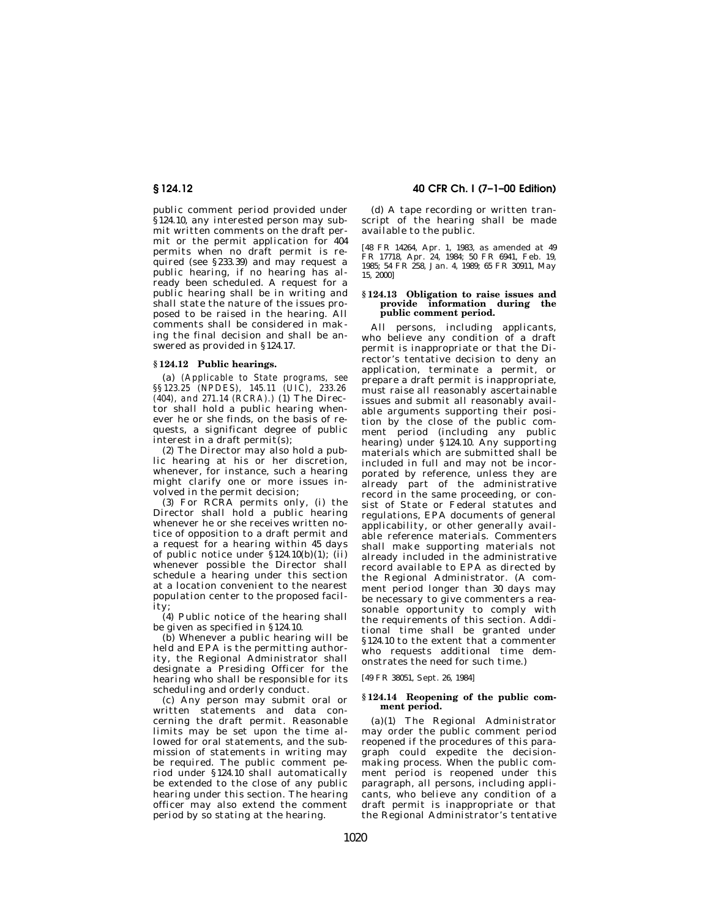public comment period provided under §124.10, any interested person may submit written comments on the draft permit or the permit application for 404 permits when no draft permit is required (see §233.39) and may request a public hearing, if no hearing has already been scheduled. A request for a public hearing shall be in writing and shall state the nature of the issues proposed to be raised in the hearing. All comments shall be considered in making the final decision and shall be answered as provided in §124.17.

### §124.12 Public hearings.

(a) *(Applicable to State programs, see §§123.25 (NPDES), 145.11 (UIC), 233.26 (404), and 271.14 (RCRA).)* (1) The Director shall hold a public hearing whenever he or she finds, on the basis of requests, a significant degree of public interest in a draft permit(s);

(2) The Director may also hold a public hearing at his or her discretion, whenever, for instance, such a hearing might clarify one or more issues involved in the permit decision;

(3) For RCRA permits only, (i) the Director shall hold a public hearing whenever he or she receives written notice of opposition to a draft permit and a request for a hearing within 45 days of public notice under §124.10(b)(1); (ii) whenever possible the Director shall schedule a hearing under this section at a location convenient to the nearest population center to the proposed facility;

(4) Public notice of the hearing shall be given as specified in §124.10.

(b) Whenever a public hearing will be held and EPA is the permitting authority, the Regional Administrator shall designate a Presiding Officer for the hearing who shall be responsible for its scheduling and orderly conduct.

(c) Any person may submit oral or written statements and data concerning the draft permit. Reasonable limits may be set upon the time allowed for oral statements, and the submission of statements in writing may be required. The public comment period under §124.10 shall automatically be extended to the close of any public hearing under this section. The hearing officer may also extend the comment period by so stating at the hearing.

(d) A tape recording or written transcript of the hearing shall be made available to the public.

[48 FR 14264, Apr. 1, 1983, as amended at 49 FR 17718, Apr. 24, 1984; 50 FR 6941, Feb. 19, 1985; 54 FR 258, Jan. 4, 1989; 65 FR 30911, May 15, 2000]

### §124.13 Obligation to raise issues and provide information during the public comment period.

All persons, including applicants, who believe any condition of a draft permit is inappropriate or that the Director's tentative decision to deny an application, terminate a permit, or prepare a draft permit is inappropriate, must raise all reasonably ascertainable issues and submit all reasonably available arguments supporting their position by the close of the public comment period (including any public hearing) under §124.10. Any supporting materials which are submitted shall be included in full and may not be incorporated by reference, unless they are already part of the administrative record in the same proceeding, or consist of State or Federal statutes and regulations, EPA documents of general applicability, or other generally available reference materials. Commenters shall make supporting materials not already included in the administrative record available to EPA as directed by the Regional Administrator. (A comment period longer than 30 days may be necessary to give commenters a reasonable opportunity to comply with the requirements of this section. Additional time shall be granted under §124.10 to the extent that a commenter who requests additional time demonstrates the need for such time.)

[49 FR 38051, Sept. 26, 1984]

### §124.14 Reopening of the public comment period.

(a)(1) The Regional Administrator may order the public comment period reopened if the procedures of this paragraph could expedite the decisionmaking process. When the public comment period is reopened under this paragraph, all persons, including applicants, who believe any condition of a draft permit is inappropriate or that the Regional Administrator's tentative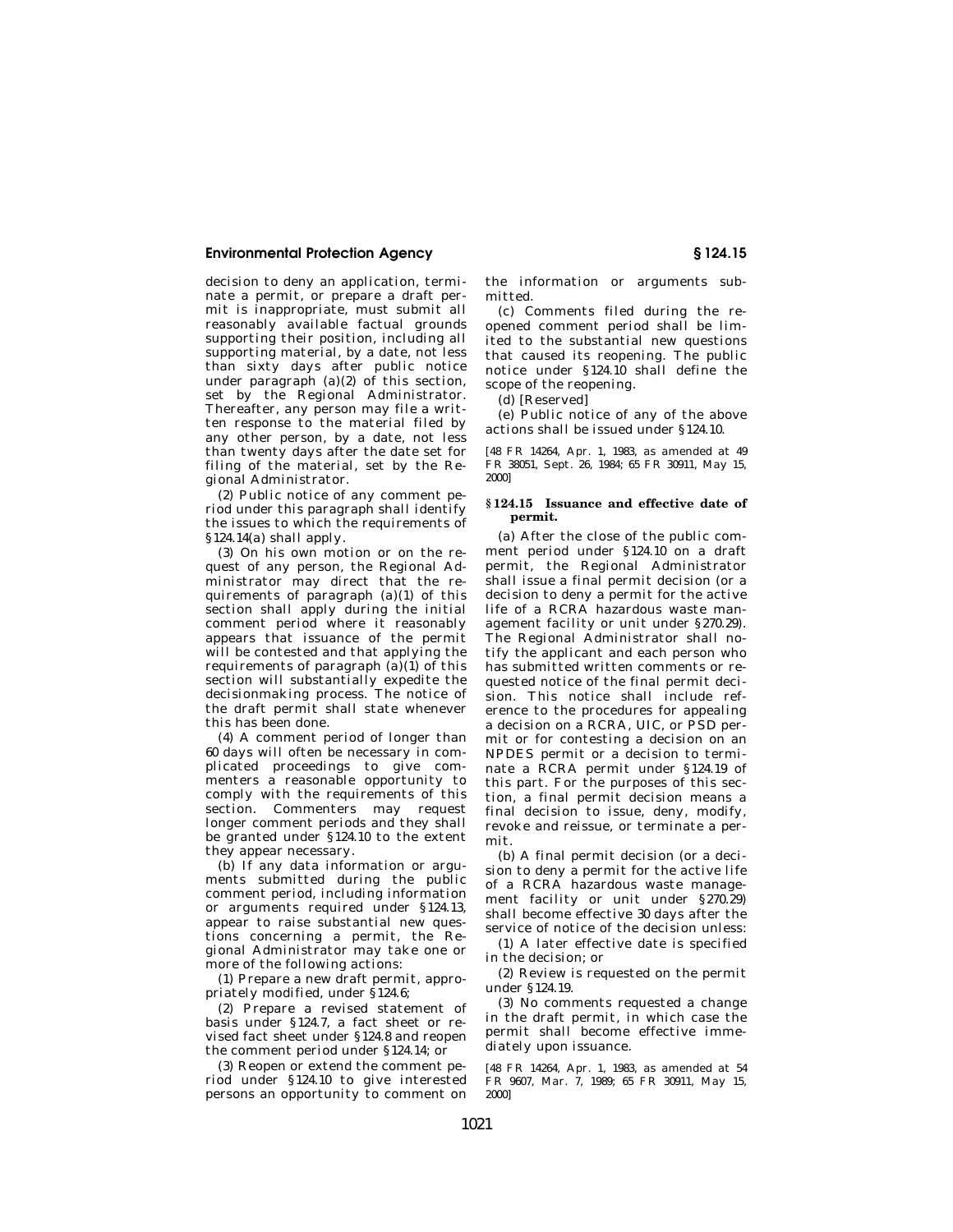decision to deny an application, terminate a permit, or prepare a draft permit is inappropriate, must submit all reasonably available factual grounds supporting their position, including all supporting material, by a date, not less than sixty days after public notice under paragraph (a)(2) of this section, set by the Regional Administrator. Thereafter, any person may file a written response to the material filed by any other person, by a date, not less than twenty days after the date set for filing of the material, set by the Regional Administrator.

(2) Public notice of any comment period under this paragraph shall identify the issues to which the requirements of §124.14(a) shall apply.

(3) On his own motion or on the request of any person, the Regional Administrator may direct that the requirements of paragraph (a)(1) of this section shall apply during the initial comment period where it reasonably appears that issuance of the permit will be contested and that applying the requirements of paragraph (a)(1) of this section will substantially expedite the decisionmaking process. The notice of the draft permit shall state whenever this has been done.

(4) A comment period of longer than 60 days will often be necessary in complicated proceedings to give commenters a reasonable opportunity to comply with the requirements of this section. Commenters may request longer comment periods and they shall be granted under §124.10 to the extent they appear necessary.

(b) If any data information or arguments submitted during the public comment period, including information or arguments required under §124.13, appear to raise substantial new questions concerning a permit, the Regional Administrator may take one or more of the following actions:

(1) Prepare a new draft permit, appropriately modified, under §124.6;

(2) Prepare a revised statement of basis under §124.7, a fact sheet or revised fact sheet under §124.8 and reopen the comment period under §124.14; or

(3) Reopen or extend the comment period under §124.10 to give interested persons an opportunity to comment on the information or arguments submitted.

(c) Comments filed during the reopened comment period shall be limited to the substantial new questions that caused its reopening. The public notice under §124.10 shall define the scope of the reopening.

(d) [Reserved]

(e) Public notice of any of the above actions shall be issued under §124.10.

[48 FR 14264, Apr. 1, 1983, as amended at 49 FR 38051, Sept. 26, 1984; 65 FR 30911, May 15, 2000]

### §124.15 Issuance and effective date of permit.

(a) After the close of the public comment period under §124.10 on a draft permit, the Regional Administrator shall issue a final permit decision (or a decision to deny a permit for the active life of a RCRA hazardous waste management facility or unit under §270.29). The Regional Administrator shall notify the applicant and each person who has submitted written comments or requested notice of the final permit decision. This notice shall include reference to the procedures for appealing a decision on a RCRA, UIC, or PSD permit or for contesting a decision on an NPDES permit or a decision to terminate a RCRA permit under §124.19 of this part. For the purposes of this section, a final permit decision means a final decision to issue, deny, modify, revoke and reissue, or terminate a permit.

(b) A final permit decision (or a decision to deny a permit for the active life of a RCRA hazardous waste management facility or unit under §270.29) shall become effective 30 days after the service of notice of the decision unless:

(1) A later effective date is specified in the decision; or

(2) Review is requested on the permit under §124.19.

(3) No comments requested a change in the draft permit, in which case the permit shall become effective immediately upon issuance.

[48 FR 14264, Apr. 1, 1983, as amended at 54 FR 9607, Mar. 7, 1989; 65 FR 30911, May 15, 2000]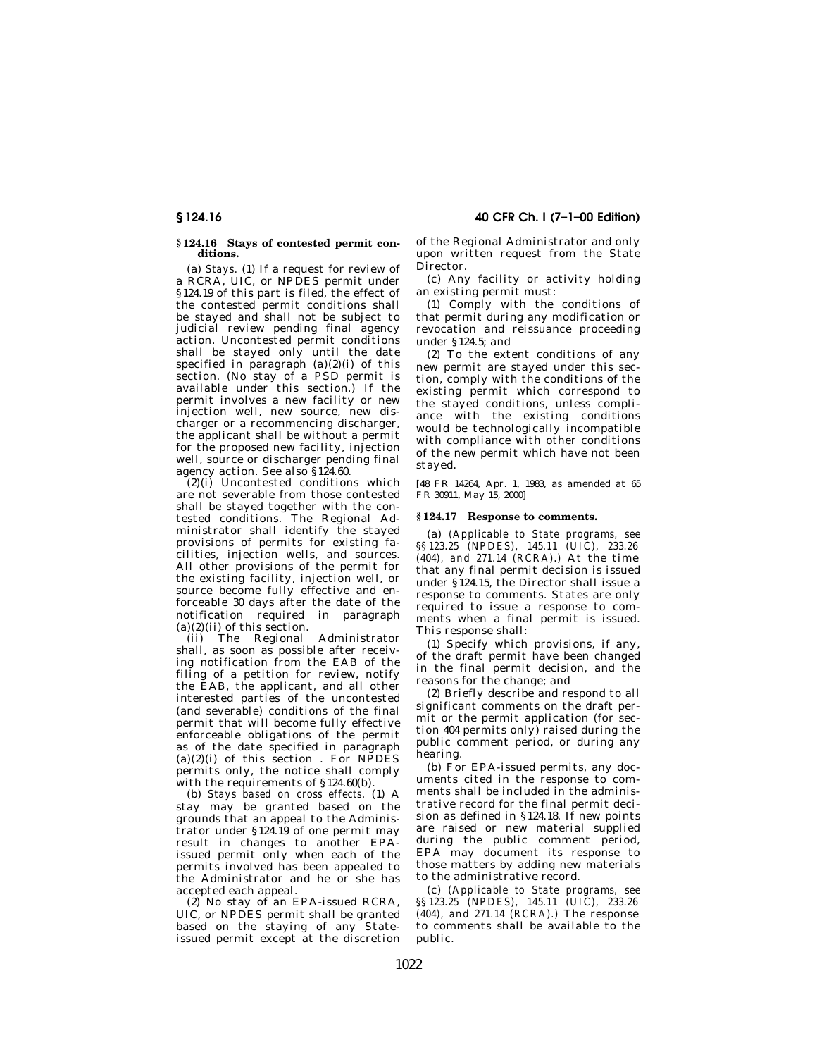## § 124.16 Stays of contested permit conditions.

(a) *Stays.* (1) If a request for review of a RCRA, UIC, or NPDES permit under §124.19 of this part is filed, the effect of the contested permit conditions shall be stayed and shall not be subject to judicial review pending final agency action. Uncontested permit conditions shall be stayed only until the date specified in paragraph (a)(2)(i) of this section. (No stay of a PSD permit is available under this section.) If the permit involves a new facility or new injection well, new source, new discharger or a recommencing discharger, the applicant shall be without a permit for the proposed new facility, injection well, source or discharger pending final agency action. See also §124.60.

(2)(i) Uncontested conditions which are not severable from those contested shall be stayed together with the contested conditions. The Regional Administrator shall identify the stayed provisions of permits for existing facilities, injection wells, and sources. All other provisions of the permit for the existing facility, injection well, or source become fully effective and enforceable 30 days after the date of the notification required in paragraph (a)(2)(ii) of this section.

(ii) The Regional Administrator shall, as soon as possible after receiving notification from the EAB of the filing of a petition for review, notify the EAB, the applicant, and all other interested parties of the uncontested (and severable) conditions of the final permit that will become fully effective enforceable obligations of the permit as of the date specified in paragraph (a)(2)(i) of this section . For NPDES permits only, the notice shall comply with the requirements of §124.60(b).

(b) *Stays based on cross effects.* (1) A stay may be granted based on the grounds that an appeal to the Administrator under §124.19 of one permit may result in changes to another EPA-issued permit only when each of the permits involved has been appealed to the Administrator and he or she has accepted each appeal.

(2) No stay of an EPA-issued RCRA, UIC, or NPDES permit shall be granted based on the staying of any State-issued permit except at the discretion of the Regional Administrator and only upon written request from the State Director.

(c) Any facility or activity holding an existing permit must:

(1) Comply with the conditions of that permit during any modification or revocation and reissuance proceeding under §124.5; and

(2) To the extent conditions of any new permit are stayed under this section, comply with the conditions of the existing permit which correspond to the stayed conditions, unless compliance with the existing conditions would be technologically incompatible with compliance with other conditions of the new permit which have not been stayed.

[48 FR 14264, Apr. 1, 1983, as amended at 65 FR 30911, May 15, 2000]

## § 124.17 Response to comments.

(a) *(Applicable to State programs, see §§123.25 (NPDES), 145.11 (UIC), 233.26 (404), and 271.14 (RCRA).)* At the time that any final permit decision is issued under §124.15, the Director shall issue a response to comments. States are only required to issue a response to comments when a final permit is issued. This response shall:

(1) Specify which provisions, if any, of the draft permit have been changed in the final permit decision, and the reasons for the change; and

(2) Briefly describe and respond to all significant comments on the draft permit or the permit application (for section 404 permits only) raised during the public comment period, or during any hearing.

(b) For EPA-issued permits, any documents cited in the response to comments shall be included in the administrative record for the final permit decision as defined in §124.18. If new points are raised or new material supplied during the public comment period, EPA may document its response to those matters by adding new materials to the administrative record.

(c) *(Applicable to State programs, see §§123.25 (NPDES), 145.11 (UIC), 233.26 (404), and 271.14 (RCRA).)* The response to comments shall be available to the public.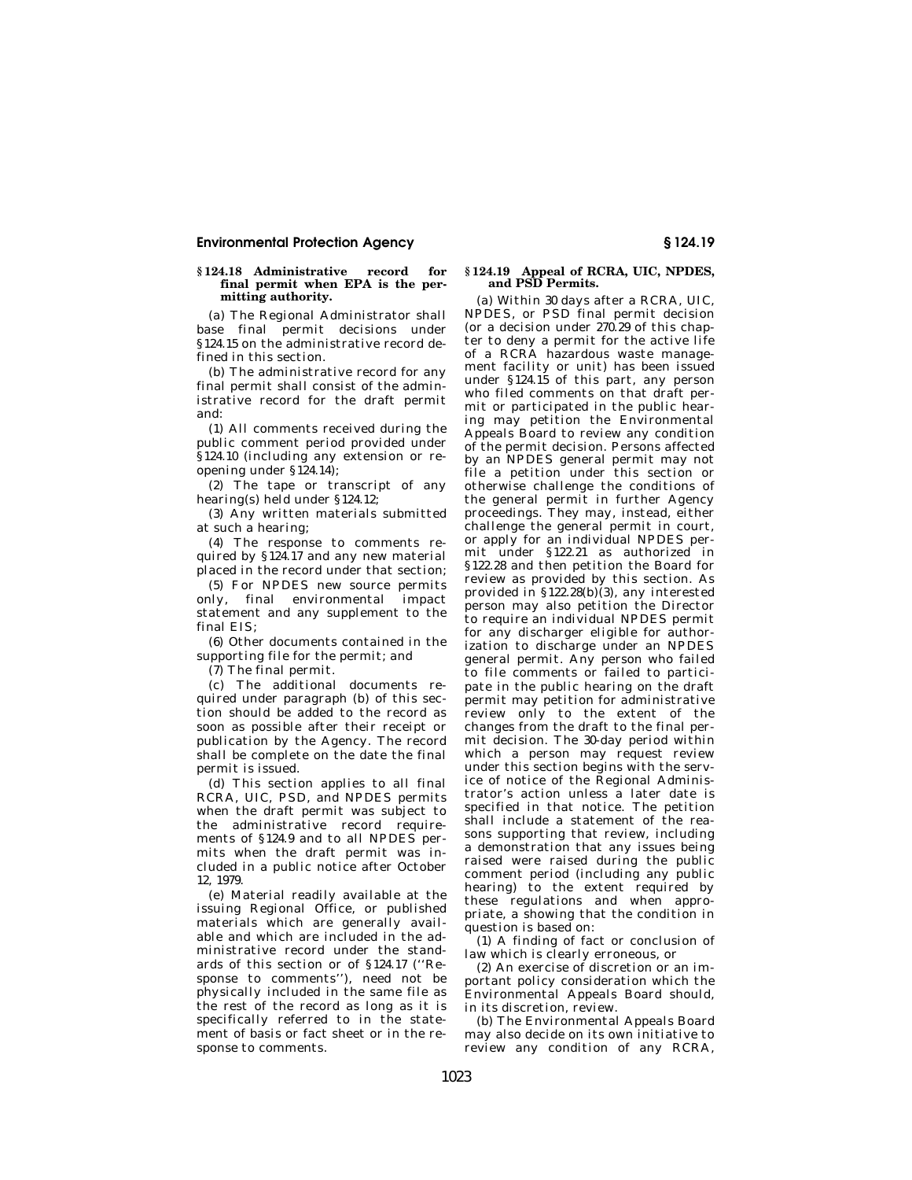### § 124.18 Administrative record for final permit when EPA is the permitting authority.

(a) The Regional Administrator shall base final permit decisions under § 124.15 on the administrative record defined in this section.

(b) The administrative record for any final permit shall consist of the administrative record for the draft permit and:

(1) All comments received during the public comment period provided under § 124.10 (including any extension or reopening under § 124.14);

(2) The tape or transcript of any hearing(s) held under § 124.12;

(3) Any written materials submitted at such a hearing;

(4) The response to comments required by § 124.17 and any new material placed in the record under that section;

(5) For NPDES new source permits only, final environmental impact statement and any supplement to the final EIS;

(6) Other documents contained in the supporting file for the permit; and

(7) The final permit.

(c) The additional documents required under paragraph (b) of this section should be added to the record as soon as possible after their receipt or publication by the Agency. The record shall be complete on the date the final permit is issued.

(d) This section applies to all final RCRA, UIC, PSD, and NPDES permits when the draft permit was subject to the administrative record requirements of § 124.9 and to all NPDES permits when the draft permit was included in a public notice after October 12, 1979.

(e) Material readily available at the issuing Regional Office, or published materials which are generally available and which are included in the administrative record under the standards of this section or of § 124.17 (''Response to comments''), need not be physically included in the same file as the rest of the record as long as it is specifically referred to in the statement of basis or fact sheet or in the response to comments.

### § 124.19 Appeal of RCRA, UIC, NPDES, and PSD Permits.

(a) Within 30 days after a RCRA, UIC, NPDES, or PSD final permit decision (or a decision under 270.29 of this chapter to deny a permit for the active life of a RCRA hazardous waste management facility or unit) has been issued under § 124.15 of this part, any person who filed comments on that draft permit or participated in the public hearing may petition the Environmental Appeals Board to review any condition of the permit decision. Persons affected by an NPDES general permit may not file a petition under this section or otherwise challenge the conditions of the general permit in further Agency proceedings. They may, instead, either challenge the general permit in court, or apply for an individual NPDES permit under § 122.21 as authorized in § 122.28 and then petition the Board for review as provided by this section. As provided in § 122.28(b)(3), any interested person may also petition the Director to require an individual NPDES permit for any discharger eligible for authorization to discharge under an NPDES general permit. Any person who failed to file comments or failed to participate in the public hearing on the draft permit may petition for administrative review only to the extent of the changes from the draft to the final permit decision. The 30-day period within which a person may request review under this section begins with the service of notice of the Regional Administrator's action unless a later date is specified in that notice. The petition shall include a statement of the reasons supporting that review, including a demonstration that any issues being raised were raised during the public comment period (including any public hearing) to the extent required by these regulations and when appropriate, a showing that the condition in question is based on:

(1) A finding of fact or conclusion of law which is clearly erroneous, or

(2) An exercise of discretion or an important policy consideration which the Environmental Appeals Board should, in its discretion, review.

(b) The Environmental Appeals Board may also decide on its own initiative to review any condition of any RCRA,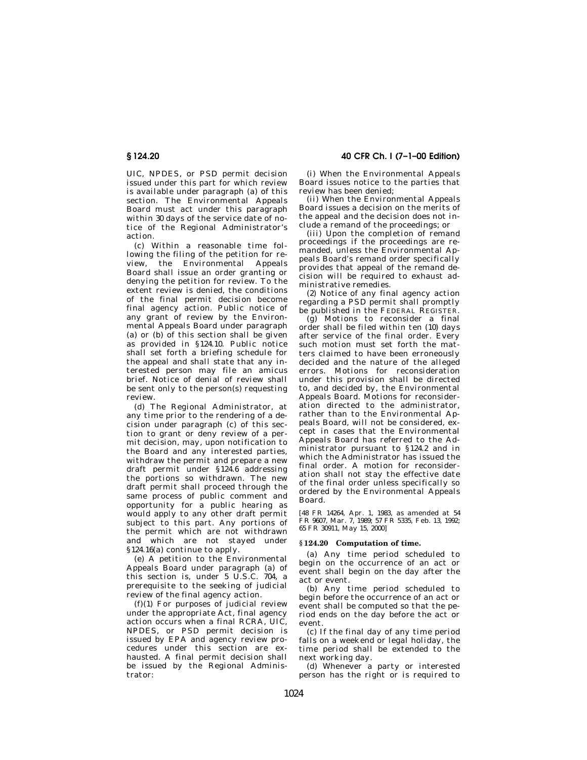UIC, NPDES, or PSD permit decision issued under this part for which review is available under paragraph (a) of this section. The Environmental Appeals Board must act under this paragraph within 30 days of the service date of notice of the Regional Administrator's action.

(c) Within a reasonable time following the filing of the petition for review, the Environmental Appeals Board shall issue an order granting or denying the petition for review. To the extent review is denied, the conditions of the final permit decision become final agency action. Public notice of any grant of review by the Environmental Appeals Board under paragraph (a) or (b) of this section shall be given as provided in §124.10. Public notice shall set forth a briefing schedule for the appeal and shall state that any interested person may file an amicus brief. Notice of denial of review shall be sent only to the person(s) requesting review.

(d) The Regional Administrator, at any time prior to the rendering of a decision under paragraph (c) of this section to grant or deny review of a permit decision, may, upon notification to the Board and any interested parties, withdraw the permit and prepare a new draft permit under §124.6 addressing the portions so withdrawn. The new draft permit shall proceed through the same process of public comment and opportunity for a public hearing as would apply to any other draft permit subject to this part. Any portions of the permit which are not withdrawn and which are not stayed under §124.16(a) continue to apply.

(e) A petition to the Environmental Appeals Board under paragraph (a) of this section is, under 5 U.S.C. 704, a prerequisite to the seeking of judicial review of the final agency action.

(f)(1) For purposes of judicial review under the appropriate Act, final agency action occurs when a final RCRA, UIC, NPDES, or PSD permit decision is issued by EPA and agency review procedures under this section are exhausted. A final permit decision shall be issued by the Regional Administrator:

(i) When the Environmental Appeals Board issues notice to the parties that review has been denied;

(ii) When the Environmental Appeals Board issues a decision on the merits of the appeal and the decision does not include a remand of the proceedings; or

(iii) Upon the completion of remand proceedings if the proceedings are remanded, unless the Environmental Appeals Board's remand order specifically provides that appeal of the remand decision will be required to exhaust administrative remedies.

(2) Notice of any final agency action regarding a PSD permit shall promptly be published in the FEDERAL REGISTER.

(g) Motions to reconsider a final order shall be filed within ten (10) days after service of the final order. Every such motion must set forth the matters claimed to have been erroneously decided and the nature of the alleged errors. Motions for reconsideration under this provision shall be directed to, and decided by, the Environmental Appeals Board. Motions for reconsideration directed to the administrator, rather than to the Environmental Appeals Board, will not be considered, except in cases that the Environmental Appeals Board has referred to the Administrator pursuant to §124.2 and in which the Administrator has issued the final order. A motion for reconsideration shall not stay the effective date of the final order unless specifically so ordered by the Environmental Appeals Board.

[48 FR 14264, Apr. 1, 1983, as amended at 54 FR 9607, Mar. 7, 1989; 57 FR 5335, Feb. 13, 1992; 65 FR 30911, May 15, 2000]

## §124.20 Computation of time.

(a) Any time period scheduled to begin on the occurrence of an act or event shall begin on the day after the act or event.

(b) Any time period scheduled to begin before the occurrence of an act or event shall be computed so that the period ends on the day before the act or event.

(c) If the final day of any time period falls on a weekend or legal holiday, the time period shall be extended to the next working day.

(d) Whenever a party or interested person has the right or is required to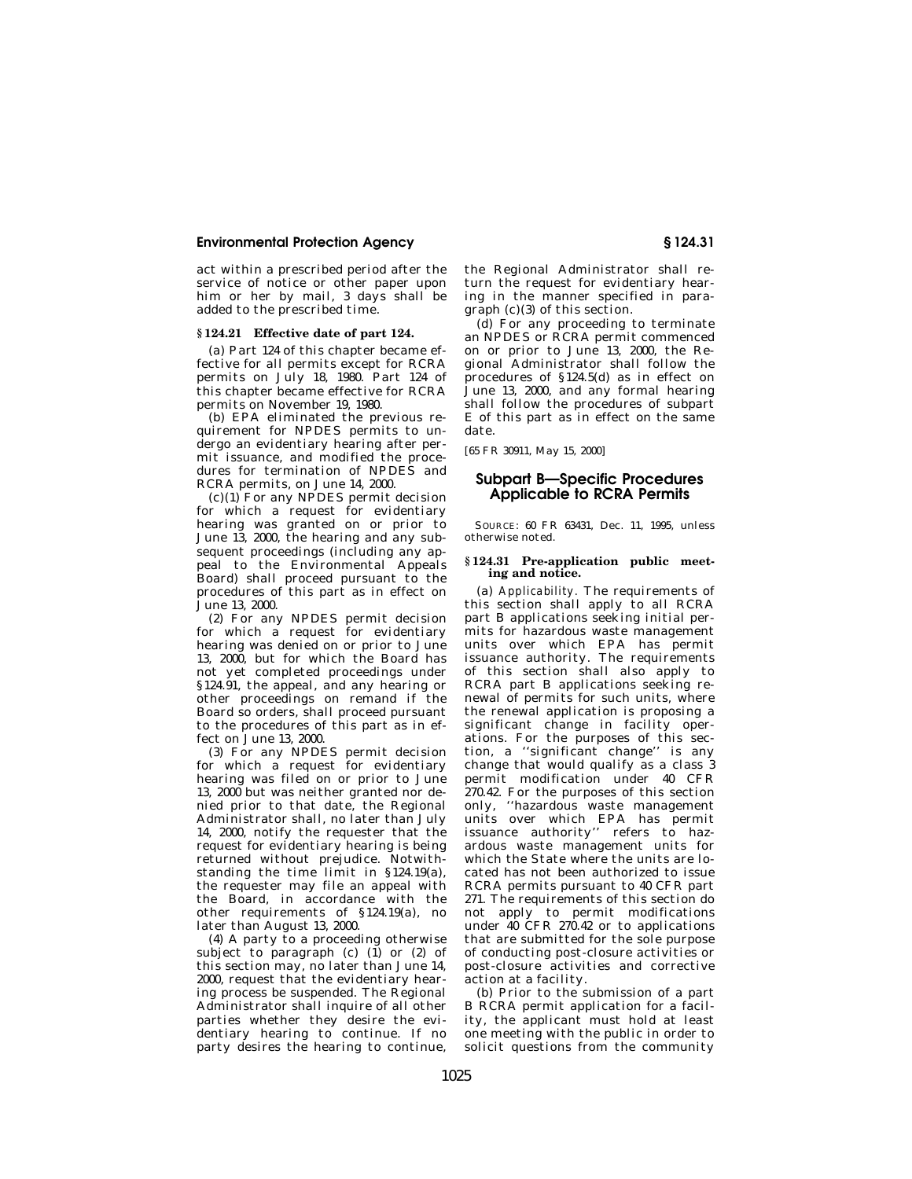act within a prescribed period after the service of notice or other paper upon him or her by mail, 3 days shall be added to the prescribed time.

### § 124.21 Effective date of part 124.

(a) Part 124 of this chapter became effective for all permits except for RCRA permits on July 18, 1980. Part 124 of this chapter became effective for RCRA permits on November 19, 1980.

(b) EPA eliminated the previous requirement for NPDES permits to undergo an evidentiary hearing after permit issuance, and modified the procedures for termination of NPDES and RCRA permits, on June 14, 2000.

(c)(1) For any NPDES permit decision for which a request for evidentiary hearing was granted on or prior to June 13, 2000, the hearing and any subsequent proceedings (including any appeal to the Environmental Appeals Board) shall proceed pursuant to the procedures of this part as in effect on June 13, 2000.

(2) For any NPDES permit decision for which a request for evidentiary hearing was denied on or prior to June 13, 2000, but for which the Board has not yet completed proceedings under §124.91, the appeal, and any hearing or other proceedings on remand if the Board so orders, shall proceed pursuant to the procedures of this part as in effect on June 13, 2000.

(3) For any NPDES permit decision for which a request for evidentiary hearing was filed on or prior to June 13, 2000 but was neither granted nor denied prior to that date, the Regional Administrator shall, no later than July 14, 2000, notify the requester that the request for evidentiary hearing is being returned without prejudice. Notwithstanding the time limit in §124.19(a), the requester may file an appeal with the Board, in accordance with the other requirements of §124.19(a), no later than August 13, 2000.

(4) A party to a proceeding otherwise subject to paragraph (c) (1) or (2) of this section may, no later than June 14, 2000, request that the evidentiary hearing process be suspended. The Regional Administrator shall inquire of all other parties whether they desire the evidentiary hearing to continue. If no party desires the hearing to continue, the Regional Administrator shall return the request for evidentiary hearing in the manner specified in paragraph (c)(3) of this section.

(d) For any proceeding to terminate an NPDES or RCRA permit commenced on or prior to June 13, 2000, the Regional Administrator shall follow the procedures of §124.5(d) as in effect on June 13, 2000, and any formal hearing shall follow the procedures of subpart E of this part as in effect on the same date.

[65 FR 30911, May 15, 2000]

## Subpart B—Specific Procedures Applicable to RCRA Permits

SOURCE: 60 FR 63431, Dec. 11, 1995, unless otherwise noted.

### § 124.31 Pre-application public meeting and notice.

(a) *Applicability.* The requirements of this section shall apply to all RCRA part B applications seeking initial permits for hazardous waste management units over which EPA has permit issuance authority. The requirements of this section shall also apply to RCRA part B applications seeking renewal of permits for such units, where the renewal application is proposing a significant change in facility operations. For the purposes of this section, a "significant change" is any change that would qualify as a class 3 permit modification under 40 CFR 270.42. For the purposes of this section only, "hazardous waste management units over which EPA has permit issuance authority" refers to hazardous waste management units for which the State where the units are located has not been authorized to issue RCRA permits pursuant to 40 CFR part 271. The requirements of this section do not apply to permit modifications under 40 CFR 270.42 or to applications that are submitted for the sole purpose of conducting post-closure activities or post-closure activities and corrective action at a facility.

(b) Prior to the submission of a part B RCRA permit application for a facility, the applicant must hold at least one meeting with the public in order to solicit questions from the community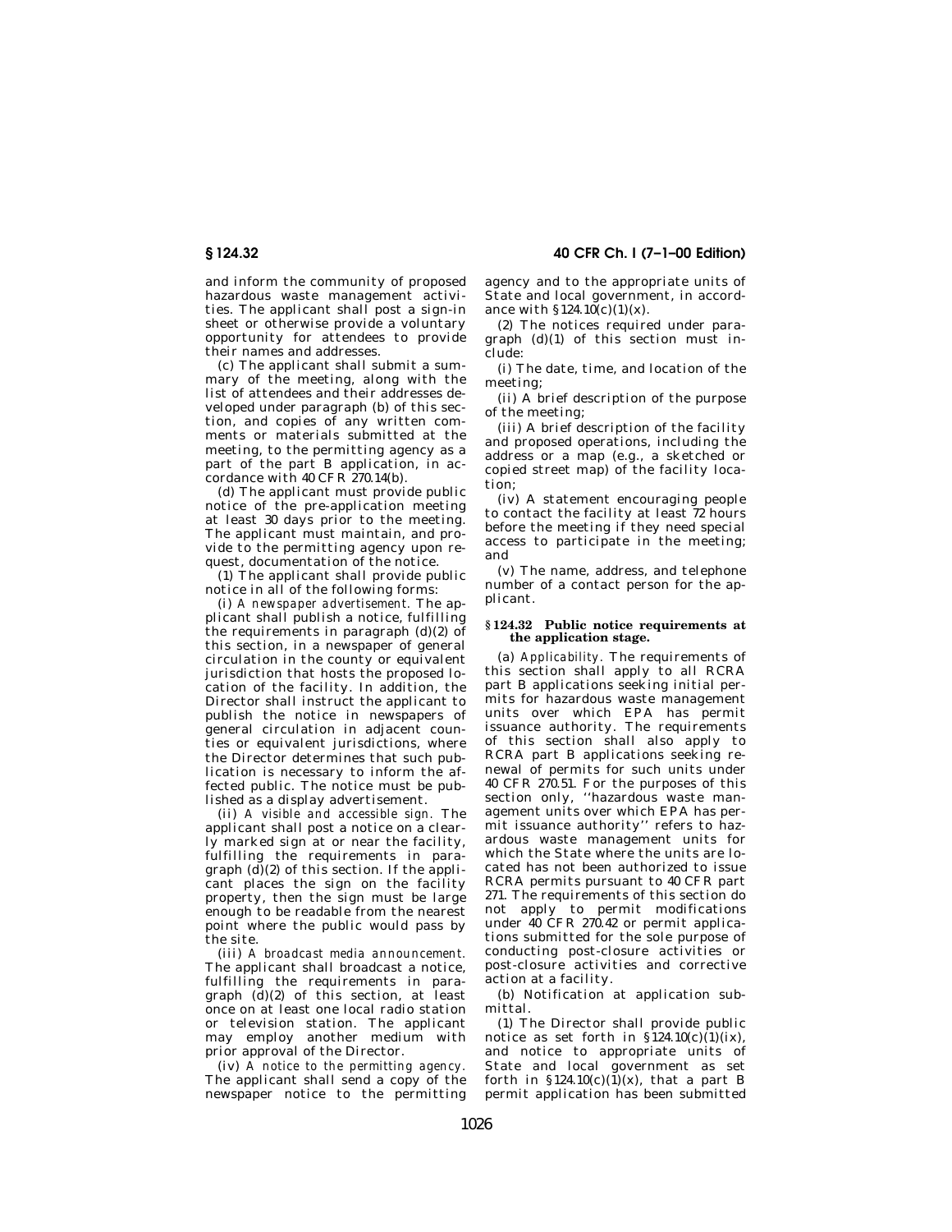and inform the community of proposed hazardous waste management activities. The applicant shall post a sign-in sheet or otherwise provide a voluntary opportunity for attendees to provide their names and addresses.

(c) The applicant shall submit a summary of the meeting, along with the list of attendees and their addresses developed under paragraph (b) of this section, and copies of any written comments or materials submitted at the meeting, to the permitting agency as a part of the part B application, in accordance with 40 CFR 270.14(b).

(d) The applicant must provide public notice of the pre-application meeting at least 30 days prior to the meeting. The applicant must maintain, and provide to the permitting agency upon request, documentation of the notice.

(1) The applicant shall provide public notice in all of the following forms:

(i) *A newspaper advertisement.* The applicant shall publish a notice, fulfilling the requirements in paragraph (d)(2) of this section, in a newspaper of general circulation in the county or equivalent jurisdiction that hosts the proposed location of the facility. In addition, the Director shall instruct the applicant to publish the notice in newspapers of general circulation in adjacent counties or equivalent jurisdictions, where the Director determines that such publication is necessary to inform the affected public. The notice must be published as a display advertisement.

(ii) *A visible and accessible sign.* The applicant shall post a notice on a clearly marked sign at or near the facility, fulfilling the requirements in paragraph (d)(2) of this section. If the applicant places the sign on the facility property, then the sign must be large enough to be readable from the nearest point where the public would pass by the site.

(iii) *A broadcast media announcement.* The applicant shall broadcast a notice, fulfilling the requirements in paragraph (d)(2) of this section, at least once on at least one local radio station or television station. The applicant may employ another medium with prior approval of the Director.

(iv) *A notice to the permitting agency.* The applicant shall send a copy of the newspaper notice to the permitting agency and to the appropriate units of State and local government, in accordance with §124.10(c)(1)(x).

(2) The notices required under paragraph (d)(1) of this section must include:

(i) The date, time, and location of the meeting;

(ii) A brief description of the purpose of the meeting;

(iii) A brief description of the facility and proposed operations, including the address or a map (e.g., a sketched or copied street map) of the facility location;

(iv) A statement encouraging people to contact the facility at least 72 hours before the meeting if they need special access to participate in the meeting; and

(v) The name, address, and telephone number of a contact person for the applicant.

### §124.32 Public notice requirements at the application stage.

(a) *Applicability.* The requirements of this section shall apply to all RCRA part B applications seeking initial permits for hazardous waste management units over which EPA has permit issuance authority. The requirements of this section shall also apply to RCRA part B applications seeking renewal of permits for such units under 40 CFR 270.51. For the purposes of this section only, ''hazardous waste management units over which EPA has permit issuance authority'' refers to hazardous waste management units for which the State where the units are located has not been authorized to issue RCRA permits pursuant to 40 CFR part 271. The requirements of this section do not apply to permit modifications under 40 CFR 270.42 or permit applications submitted for the sole purpose of conducting post-closure activities or post-closure activities and corrective action at a facility.

(b) Notification at application submittal.

(1) The Director shall provide public notice as set forth in §124.10(c)(1)(ix), and notice to appropriate units of State and local government as set forth in §124.10(c)(1)(x), that a part B permit application has been submitted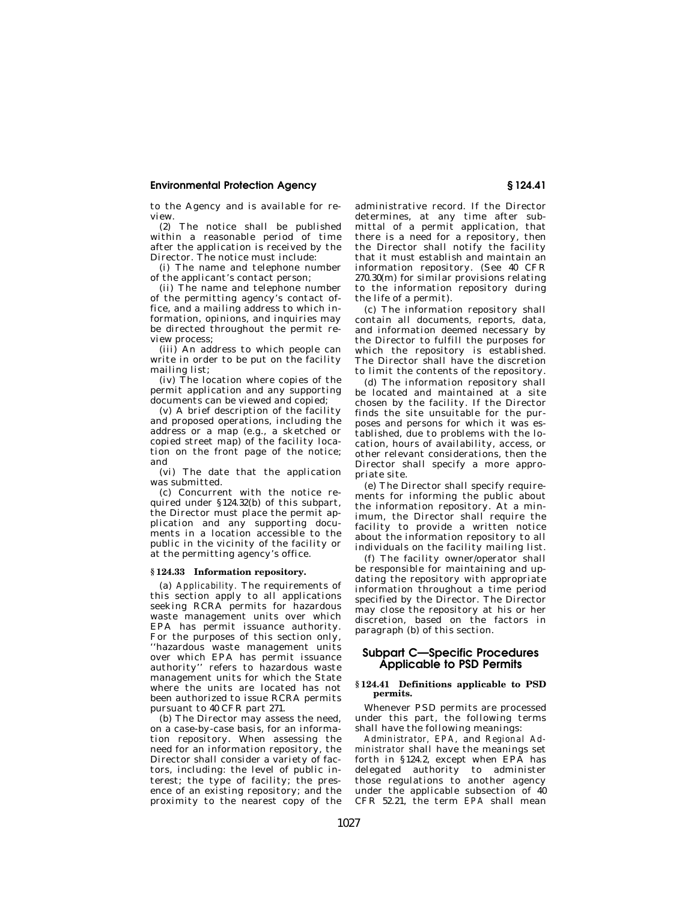to the Agency and is available for review.

(2) The notice shall be published within a reasonable period of time after the application is received by the Director. The notice must include:

(i) The name and telephone number of the applicant's contact person;

(ii) The name and telephone number of the permitting agency's contact office, and a mailing address to which information, opinions, and inquiries may be directed throughout the permit review process;

(iii) An address to which people can write in order to be put on the facility mailing list;

(iv) The location where copies of the permit application and any supporting documents can be viewed and copied;

(v) A brief description of the facility and proposed operations, including the address or a map (e.g., a sketched or copied street map) of the facility location on the front page of the notice; and

(vi) The date that the application was submitted.

(c) Concurrent with the notice required under §124.32(b) of this subpart, the Director must place the permit application and any supporting documents in a location accessible to the public in the vicinity of the facility or at the permitting agency's office.

### §124.33 Information repository.

(a) *Applicability.* The requirements of this section apply to all applications seeking RCRA permits for hazardous waste management units over which EPA has permit issuance authority. For the purposes of this section only, ''hazardous waste management units over which EPA has permit issuance authority'' refers to hazardous waste management units for which the State where the units are located has not been authorized to issue RCRA permits pursuant to 40 CFR part 271.

(b) The Director may assess the need, on a case-by-case basis, for an information repository. When assessing the need for an information repository, the Director shall consider a variety of factors, including: the level of public interest; the type of facility; the presence of an existing repository; and the proximity to the nearest copy of the administrative record. If the Director determines, at any time after submittal of a permit application, that there is a need for a repository, then the Director shall notify the facility that it must establish and maintain an information repository. (See 40 CFR 270.30(m) for similar provisions relating to the information repository during the life of a permit).

(c) The information repository shall contain all documents, reports, data, and information deemed necessary by the Director to fulfill the purposes for which the repository is established. The Director shall have the discretion to limit the contents of the repository.

(d) The information repository shall be located and maintained at a site chosen by the facility. If the Director finds the site unsuitable for the purposes and persons for which it was established, due to problems with the location, hours of availability, access, or other relevant considerations, then the Director shall specify a more appropriate site.

(e) The Director shall specify requirements for informing the public about the information repository. At a minimum, the Director shall require the facility to provide a written notice about the information repository to all individuals on the facility mailing list.

(f) The facility owner/operator shall be responsible for maintaining and updating the repository with appropriate information throughout a time period specified by the Director. The Director may close the repository at his or her discretion, based on the factors in paragraph (b) of this section.

## Subpart C—Specific Procedures Applicable to PSD Permits

### §124.41 Definitions applicable to PSD permits.

Whenever PSD permits are processed under this part, the following terms shall have the following meanings:

*Administrator, EPA,* and *Regional Administrator* shall have the meanings set forth in §124.2, except when EPA has delegated authority to administer those regulations to another agency under the applicable subsection of 40 CFR 52.21, the term *EPA* shall mean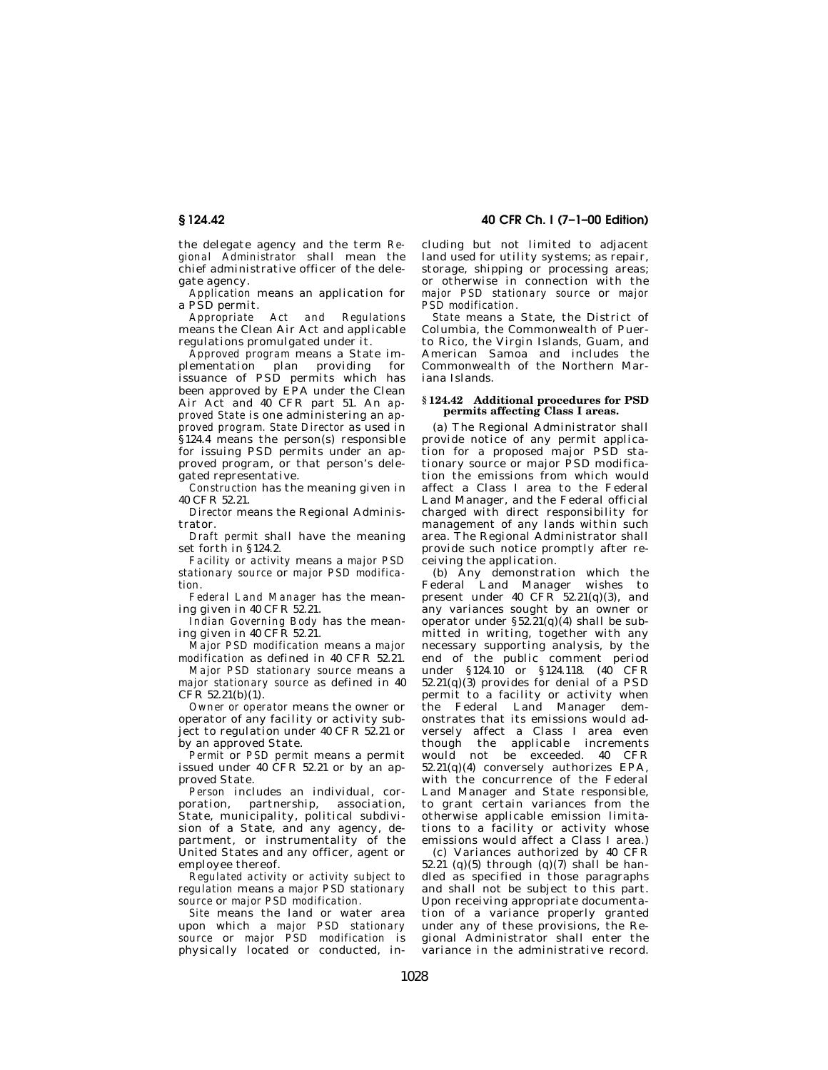the delegate agency and the term *Regional Administrator* shall mean the chief administrative officer of the delegate agency.

*Application* means an application for a PSD permit.

*Appropriate Act and Regulations* means the Clean Air Act and applicable regulations promulgated under it.

*Approved program* means a State implementation plan providing for issuance of PSD permits which has been approved by EPA under the Clean Air Act and 40 CFR part 51. An *approved State* is one administering an *approved program. State Director* as used in §124.4 means the person(s) responsible for issuing PSD permits under an approved program, or that person's delegated representative.

*Construction* has the meaning given in 40 CFR 52.21.

*Director* means the Regional Administrator.

*Draft permit* shall have the meaning set forth in §124.2.

*Facility or activity* means a *major PSD stationary source* or *major PSD modification.*

*Federal Land Manager* has the meaning given in 40 CFR 52.21.

*Indian Governing Body* has the meaning given in 40 CFR 52.21.

*Major PSD modification* means a *major modification* as defined in 40 CFR 52.21.

*Major PSD stationary source* means a *major stationary source* as defined in 40 CFR 52.21(b)(1).

*Owner or operator* means the owner or operator of any facility or activity subject to regulation under 40 CFR 52.21 or by an approved State.

*Permit* or *PSD permit* means a permit issued under 40 CFR 52.21 or by an approved State.

*Person* includes an individual, corporation, partnership, association, State, municipality, political subdivision of a State, and any agency, department, or instrumentality of the United States and any officer, agent or employee thereof.

*Regulated activity* or *activity subject to regulation* means a *major PSD stationary source* or *major PSD modification.*

*Site* means the land or water area upon which a *major PSD stationary source* or *major PSD modification* is physically located or conducted, including but not limited to adjacent land used for utility systems; as repair, storage, shipping or processing areas; or otherwise in connection with the *major PSD stationary source* or *major PSD modification.*

*State* means a State, the District of Columbia, the Commonwealth of Puerto Rico, the Virgin Islands, Guam, and American Samoa and includes the Commonwealth of the Northern Mariana Islands.

### §124.42 Additional procedures for PSD permits affecting Class I areas.

(a) The Regional Administrator shall provide notice of any permit application for a proposed major PSD stationary source or major PSD modification the emissions from which would affect a Class I area to the Federal Land Manager, and the Federal official charged with direct responsibility for management of any lands within such area. The Regional Administrator shall provide such notice promptly after receiving the application.

(b) Any demonstration which the Federal Land Manager wishes to present under 40 CFR 52.21(q)(3), and any variances sought by an owner or operator under §52.21(q)(4) shall be submitted in writing, together with any necessary supporting analysis, by the end of the public comment period under §124.10 or §124.118. (40 CFR 52.21(q)(3) provides for denial of a PSD permit to a facility or activity when the Federal Land Manager demonstrates that its emissions would adversely affect a Class I area even though the applicable increments would not be exceeded. 40 CFR 52.21(q)(4) conversely authorizes EPA, with the concurrence of the Federal Land Manager and State responsible, to grant certain variances from the otherwise applicable emission limitations to a facility or activity whose emissions would affect a Class I area.)

(c) Variances authorized by 40 CFR 52.21 (q)(5) through (q)(7) shall be handled as specified in those paragraphs and shall not be subject to this part. Upon receiving appropriate documentation of a variance properly granted under any of these provisions, the Regional Administrator shall enter the variance in the administrative record.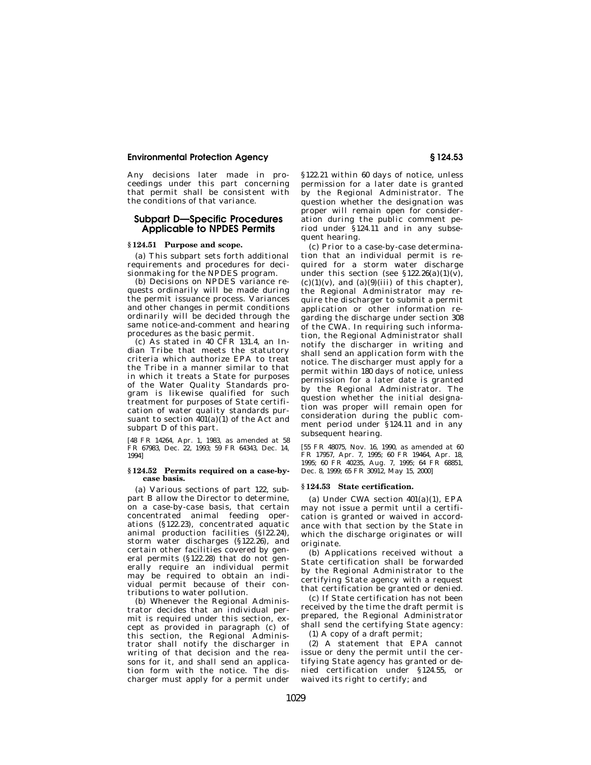Any decisions later made in proceedings under this part concerning that permit shall be consistent with the conditions of that variance.

## Subpart D—Specific Procedures Applicable to NPDES Permits

### § 124.51 Purpose and scope.

(a) This subpart sets forth additional requirements and procedures for decisionmaking for the NPDES program.

(b) Decisions on NPDES variance requests ordinarily will be made during the permit issuance process. Variances and other changes in permit conditions ordinarily will be decided through the same notice-and-comment and hearing procedures as the basic permit.

(c) As stated in 40 CFR 131.4, an Indian Tribe that meets the statutory criteria which authorize EPA to treat the Tribe in a manner similar to that in which it treats a State for purposes of the Water Quality Standards program is likewise qualified for such treatment for purposes of State certification of water quality standards pursuant to section 401(a)(1) of the Act and subpart D of this part.

[48 FR 14264, Apr. 1, 1983, as amended at 58 FR 67983, Dec. 22, 1993; 59 FR 64343, Dec. 14, 1994]

### § 124.52 Permits required on a case-by-case basis.

(a) Various sections of part 122, subpart B allow the Director to determine, on a case-by-case basis, that certain concentrated animal feeding operations (§122.23), concentrated aquatic animal production facilities (§l22.24), storm water discharges (§122.26), and certain other facilities covered by general permits (§122.28) that do not generally require an individual permit may be required to obtain an individual permit because of their contributions to water pollution.

(b) Whenever the Regional Administrator decides that an individual permit is required under this section, except as provided in paragraph (c) of this section, the Regional Administrator shall notify the discharger in writing of that decision and the reasons for it, and shall send an application form with the notice. The discharger must apply for a permit under §122.21 within 60 days of notice, unless permission for a later date is granted by the Regional Administrator. The question whether the designation was proper will remain open for consideration during the public comment period under §124.11 and in any subsequent hearing.

(c) Prior to a case-by-case determination that an individual permit is required for a storm water discharge under this section (see §122.26(a)(1)(v), (c)(1)(v), and (a)(9)(iii) of this chapter), the Regional Administrator may require the discharger to submit a permit application or other information regarding the discharge under section 308 of the CWA. In requiring such information, the Regional Administrator shall notify the discharger in writing and shall send an application form with the notice. The discharger must apply for a permit within 180 days of notice, unless permission for a later date is granted by the Regional Administrator. The question whether the initial designation was proper will remain open for consideration during the public comment period under §124.11 and in any subsequent hearing.

[55 FR 48075, Nov. 16, 1990, as amended at 60 FR 17957, Apr. 7, 1995; 60 FR 19464, Apr. 18, 1995; 60 FR 40235, Aug. 7, 1995; 64 FR 68851, Dec. 8, 1999; 65 FR 30912, May 15, 2000]

### § 124.53 State certification.

(a) Under CWA section 401(a)(1), EPA may not issue a permit until a certification is granted or waived in accordance with that section by the State in which the discharge originates or will originate.

(b) Applications received without a State certification shall be forwarded by the Regional Administrator to the certifying State agency with a request that certification be granted or denied.

(c) If State certification has not been received by the time the draft permit is prepared, the Regional Administrator shall send the certifying State agency:

(1) A copy of a draft permit;

(2) A statement that EPA cannot issue or deny the permit until the certifying State agency has granted or denied certification under §124.55, or waived its right to certify; and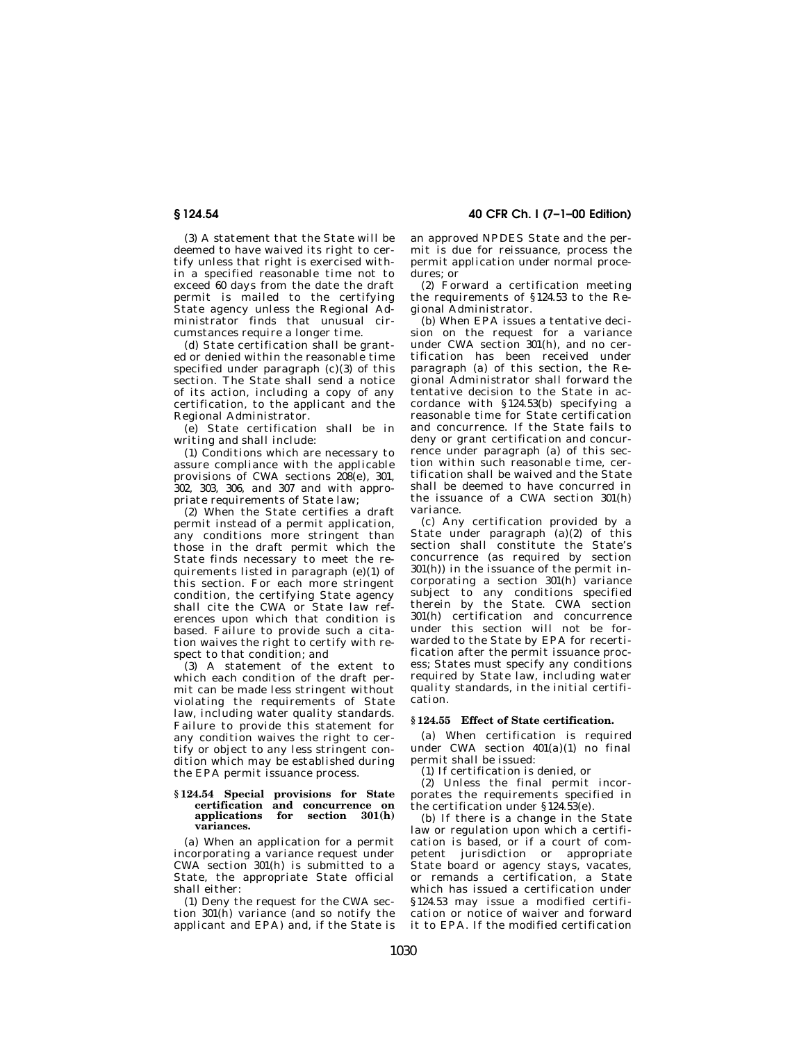(3) A statement that the State will be deemed to have waived its right to certify unless that right is exercised within a specified reasonable time not to exceed 60 days from the date the draft permit is mailed to the certifying State agency unless the Regional Administrator finds that unusual circumstances require a longer time.

(d) State certification shall be granted or denied within the reasonable time specified under paragraph (c)(3) of this section. The State shall send a notice of its action, including a copy of any certification, to the applicant and the Regional Administrator.

(e) State certification shall be in writing and shall include:

(1) Conditions which are necessary to assure compliance with the applicable provisions of CWA sections 208(e), 301, 302, 303, 306, and 307 and with appropriate requirements of State law;

(2) When the State certifies a draft permit instead of a permit application, any conditions more stringent than those in the draft permit which the State finds necessary to meet the requirements listed in paragraph (e)(1) of this section. For each more stringent condition, the certifying State agency shall cite the CWA or State law references upon which that condition is based. Failure to provide such a citation waives the right to certify with respect to that condition; and

(3) A statement of the extent to which each condition of the draft permit can be made less stringent without violating the requirements of State law, including water quality standards. Failure to provide this statement for any condition waives the right to certify or object to any less stringent condition which may be established during the EPA permit issuance process.

## § 124.54 Special provisions for State certification and concurrence on applications for section 301(h) variances.

(a) When an application for a permit incorporating a variance request under CWA section 301(h) is submitted to a State, the appropriate State official shall either:

(1) Deny the request for the CWA section 301(h) variance (and so notify the applicant and EPA) and, if the State is an approved NPDES State and the permit is due for reissuance, process the permit application under normal procedures; or

(2) Forward a certification meeting the requirements of § 124.53 to the Regional Administrator.

(b) When EPA issues a tentative decision on the request for a variance under CWA section 301(h), and no certification has been received under paragraph (a) of this section, the Regional Administrator shall forward the tentative decision to the State in accordance with § 124.53(b) specifying a reasonable time for State certification and concurrence. If the State fails to deny or grant certification and concurrence under paragraph (a) of this section within such reasonable time, certification shall be waived and the State shall be deemed to have concurred in the issuance of a CWA section 301(h) variance.

(c) Any certification provided by a State under paragraph (a)(2) of this section shall constitute the State's concurrence (as required by section 301(h)) in the issuance of the permit incorporating a section 301(h) variance subject to any conditions specified therein by the State. CWA section 301(h) certification and concurrence under this section will not be forwarded to the State by EPA for recertification after the permit issuance process; States must specify any conditions required by State law, including water quality standards, in the initial certification.

## § 124.55 Effect of State certification.

(a) When certification is required under CWA section 401(a)(1) no final permit shall be issued:

(1) If certification is denied, or

(2) Unless the final permit incorporates the requirements specified in the certification under § 124.53(e).

(b) If there is a change in the State law or regulation upon which a certification is based, or if a court of competent jurisdiction or appropriate State board or agency stays, vacates, or remands a certification, a State which has issued a certification under § 124.53 may issue a modified certification or notice of waiver and forward it to EPA. If the modified certification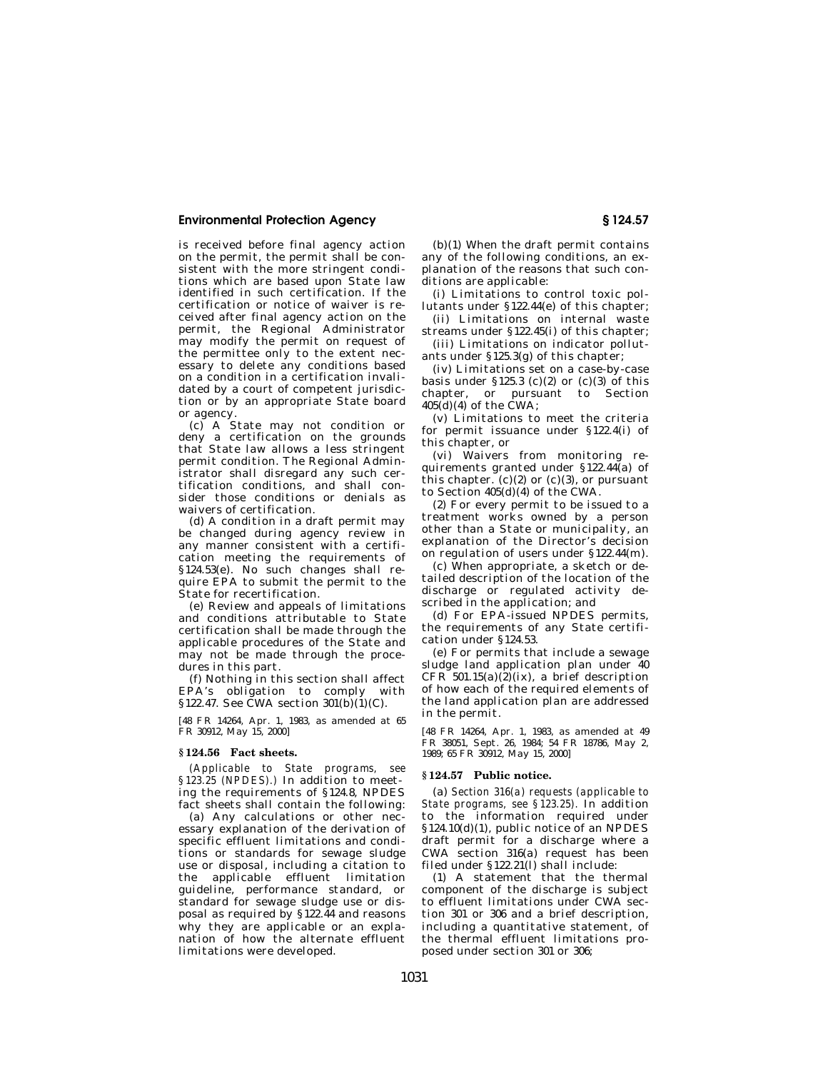is received before final agency action on the permit, the permit shall be consistent with the more stringent conditions which are based upon State law identified in such certification. If the certification or notice of waiver is received after final agency action on the permit, the Regional Administrator may modify the permit on request of the permittee only to the extent necessary to delete any conditions based on a condition in a certification invalidated by a court of competent jurisdiction or by an appropriate State board or agency.

(c) A State may not condition or deny a certification on the grounds that State law allows a less stringent permit condition. The Regional Administrator shall disregard any such certification conditions, and shall consider those conditions or denials as waivers of certification.

(d) A condition in a draft permit may be changed during agency review in any manner consistent with a certification meeting the requirements of §124.53(e). No such changes shall require EPA to submit the permit to the State for recertification.

(e) Review and appeals of limitations and conditions attributable to State certification shall be made through the applicable procedures of the State and may not be made through the procedures in this part.

(f) Nothing in this section shall affect EPA's obligation to comply with §122.47. See CWA section 301(b)(1)(C).

[48 FR 14264, Apr. 1, 1983, as amended at 65 FR 30912, May 15, 2000]

### §124.56 Fact sheets.

*(Applicable to State programs, see §123.25 (NPDES).)* In addition to meeting the requirements of §124.8, NPDES fact sheets shall contain the following:

(a) Any calculations or other necessary explanation of the derivation of specific effluent limitations and conditions or standards for sewage sludge use or disposal, including a citation to the applicable effluent limitation guideline, performance standard, or standard for sewage sludge use or disposal as required by §122.44 and reasons why they are applicable or an explanation of how the alternate effluent limitations were developed.

(b)(1) When the draft permit contains any of the following conditions, an explanation of the reasons that such conditions are applicable:

(i) Limitations to control toxic pollutants under §122.44(e) of this chapter;

(ii) Limitations on internal waste streams under §122.45(i) of this chapter;

(iii) Limitations on indicator pollutants under §125.3(g) of this chapter;

(iv) Limitations set on a case-by-case basis under §125.3 (c)(2) or (c)(3) of this chapter, or pursuant to Section 405(d)(4) of the CWA;

(v) Limitations to meet the criteria for permit issuance under §122.4(i) of this chapter, or

(vi) Waivers from monitoring requirements granted under §122.44(a) of this chapter. (c)(2) or (c)(3), or pursuant to Section 405(d)(4) of the CWA.

(2) For every permit to be issued to a treatment works owned by a person other than a State or municipality, an explanation of the Director's decision on regulation of users under §122.44(m).

(c) When appropriate, a sketch or detailed description of the location of the discharge or regulated activity described in the application; and

(d) For EPA-issued NPDES permits, the requirements of any State certification under §124.53.

(e) For permits that include a sewage sludge land application plan under 40 CFR 501.15(a)(2)(ix), a brief description of how each of the required elements of the land application plan are addressed in the permit.

[48 FR 14264, Apr. 1, 1983, as amended at 49 FR 38051, Sept. 26, 1984; 54 FR 18786, May 2, 1989; 65 FR 30912, May 15, 2000]

### §124.57 Public notice.

(a) *Section 316(a) requests (applicable to State programs, see §123.25).* In addition to the information required under §124.10(d)(1), public notice of an NPDES draft permit for a discharge where a CWA section 316(a) request has been filed under §122.21(l) shall include:

(1) A statement that the thermal component of the discharge is subject to effluent limitations under CWA section 301 or 306 and a brief description, including a quantitative statement, of the thermal effluent limitations proposed under section 301 or 306;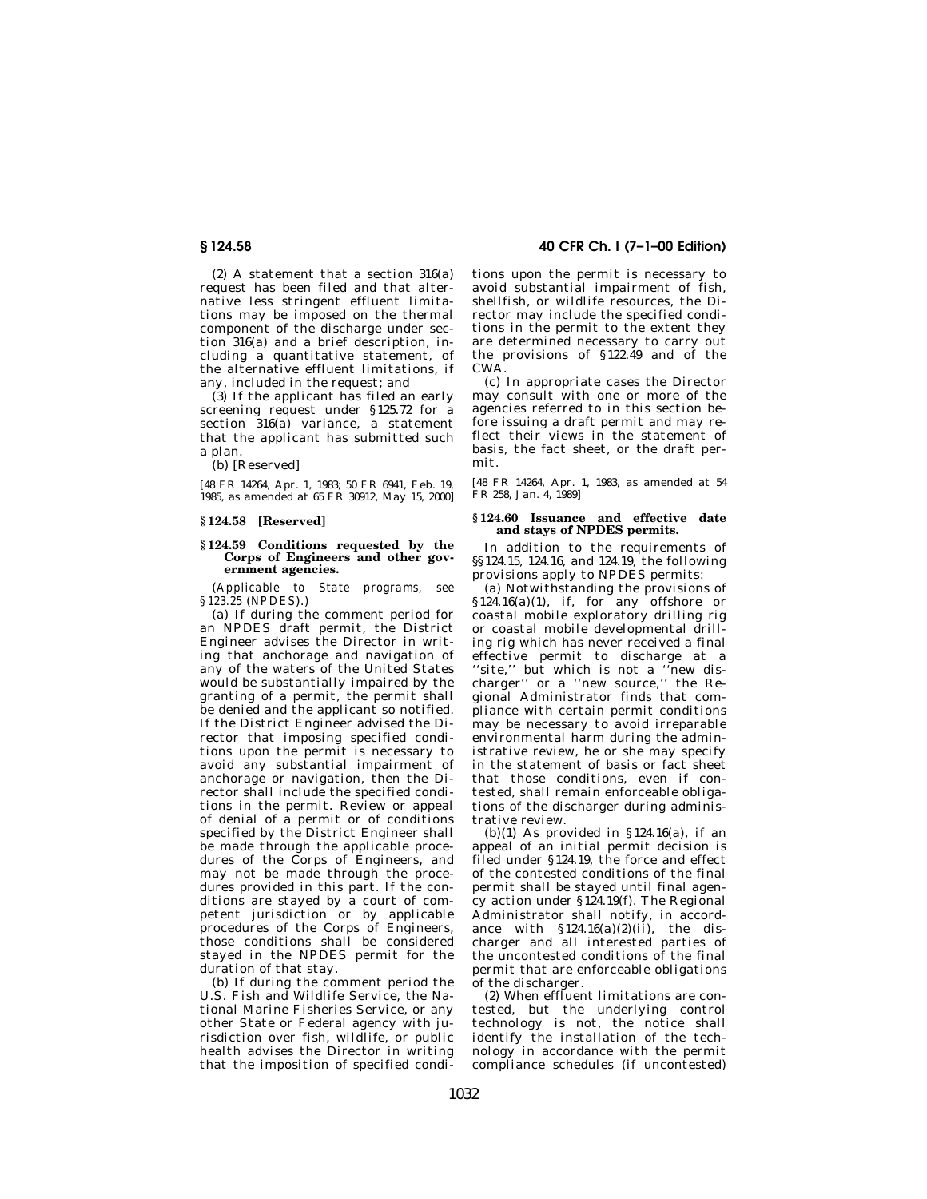(2) A statement that a section 316(a) request has been filed and that alternative less stringent effluent limitations may be imposed on the thermal component of the discharge under section 316(a) and a brief description, including a quantitative statement, of the alternative effluent limitations, if any, included in the request; and

(3) If the applicant has filed an early screening request under §125.72 for a section 316(a) variance, a statement that the applicant has submitted such a plan.

(b) [Reserved]

[48 FR 14264, Apr. 1, 1983; 50 FR 6941, Feb. 19, 1985, as amended at 65 FR 30912, May 15, 2000]

### § 124.58 [Reserved]

### § 124.59 Conditions requested by the Corps of Engineers and other government agencies.

(*Applicable to State programs, see §123.25 (NPDES).*)

(a) If during the comment period for an NPDES draft permit, the District Engineer advises the Director in writing that anchorage and navigation of any of the waters of the United States would be substantially impaired by the granting of a permit, the permit shall be denied and the applicant so notified. If the District Engineer advised the Director that imposing specified conditions upon the permit is necessary to avoid any substantial impairment of anchorage or navigation, then the Director shall include the specified conditions in the permit. Review or appeal of denial of a permit or of conditions specified by the District Engineer shall be made through the applicable procedures of the Corps of Engineers, and may not be made through the procedures provided in this part. If the conditions are stayed by a court of competent jurisdiction or by applicable procedures of the Corps of Engineers, those conditions shall be considered stayed in the NPDES permit for the duration of that stay.

(b) If during the comment period the U.S. Fish and Wildlife Service, the National Marine Fisheries Service, or any other State or Federal agency with jurisdiction over fish, wildlife, or public health advises the Director in writing that the imposition of specified conditions upon the permit is necessary to avoid substantial impairment of fish, shellfish, or wildlife resources, the Director may include the specified conditions in the permit to the extent they are determined necessary to carry out the provisions of §122.49 and of the CWA.

(c) In appropriate cases the Director may consult with one or more of the agencies referred to in this section before issuing a draft permit and may reflect their views in the statement of basis, the fact sheet, or the draft permit.

[48 FR 14264, Apr. 1, 1983, as amended at 54 FR 258, Jan. 4, 1989]

### § 124.60 Issuance and effective date and stays of NPDES permits.

In addition to the requirements of §§124.15, 124.16, and 124.19, the following provisions apply to NPDES permits:

(a) Notwithstanding the provisions of §124.16(a)(1), if, for any offshore or coastal mobile exploratory drilling rig or coastal mobile developmental drilling rig which has never received a final effective permit to discharge at a "site," but which is not a "new discharger" or a "new source," the Regional Administrator finds that compliance with certain permit conditions may be necessary to avoid irreparable environmental harm during the administrative review, he or she may specify in the statement of basis or fact sheet that those conditions, even if contested, shall remain enforceable obligations of the discharger during administrative review.

(b)(1) As provided in §124.16(a), if an appeal of an initial permit decision is filed under §124.19, the force and effect of the contested conditions of the final permit shall be stayed until final agency action under §124.19(f). The Regional Administrator shall notify, in accordance with §124.16(a)(2)(ii), the discharger and all interested parties of the uncontested conditions of the final permit that are enforceable obligations of the discharger.

(2) When effluent limitations are contested, but the underlying control technology is not, the notice shall identify the installation of the technology in accordance with the permit compliance schedules (if uncontested)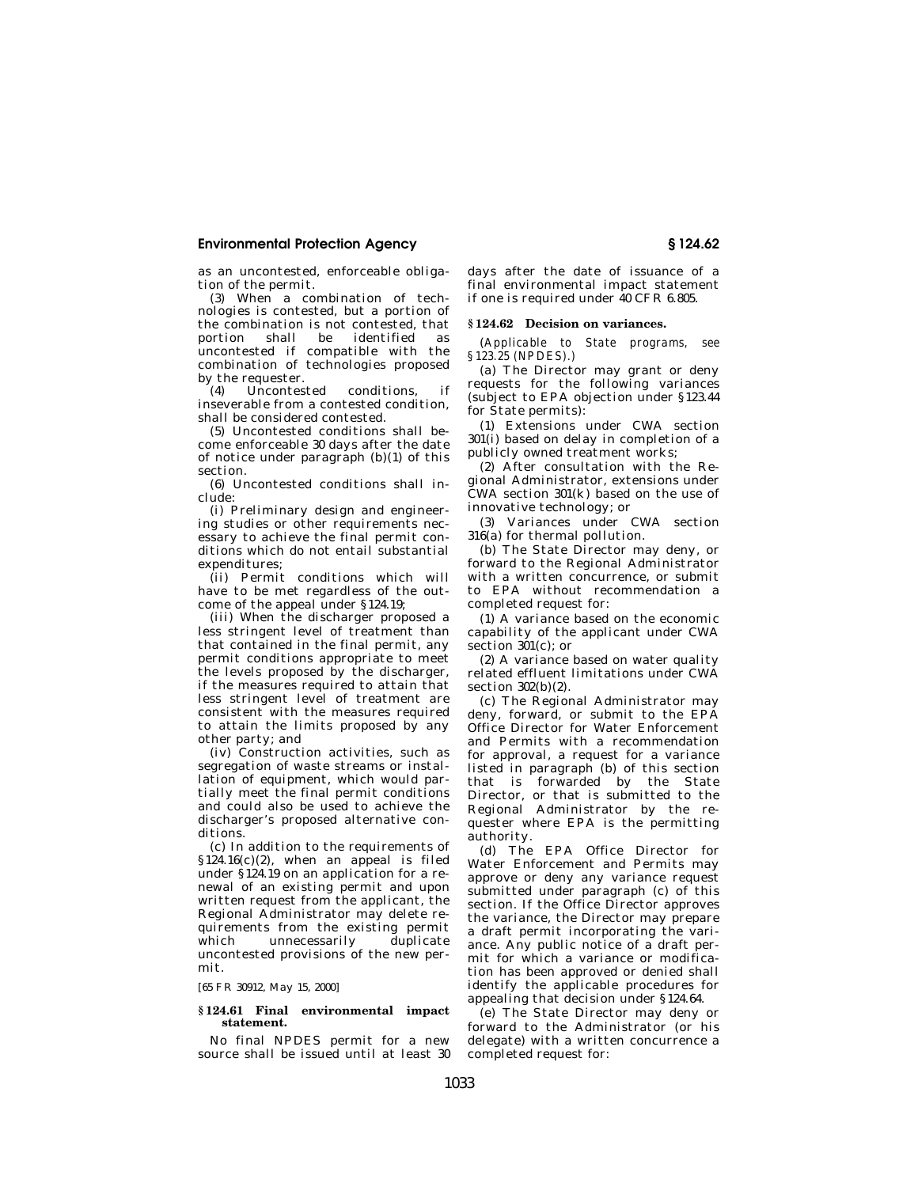as an uncontested, enforceable obligation of the permit.

(3) When a combination of technologies is contested, but a portion of the combination is not contested, that portion shall be identified as uncontested if compatible with the combination of technologies proposed by the requester.

(4) Uncontested conditions, if inseverable from a contested condition, shall be considered contested.

(5) Uncontested conditions shall become enforceable 30 days after the date of notice under paragraph (b)(1) of this section.

(6) Uncontested conditions shall include:

(i) Preliminary design and engineering studies or other requirements necessary to achieve the final permit conditions which do not entail substantial expenditures;

(ii) Permit conditions which will have to be met regardless of the outcome of the appeal under §124.19;

(iii) When the discharger proposed a less stringent level of treatment than that contained in the final permit, any permit conditions appropriate to meet the levels proposed by the discharger, if the measures required to attain that less stringent level of treatment are consistent with the measures required to attain the limits proposed by any other party; and

(iv) Construction activities, such as segregation of waste streams or installation of equipment, which would partially meet the final permit conditions and could also be used to achieve the discharger's proposed alternative conditions.

(c) In addition to the requirements of §124.16(c)(2), when an appeal is filed under §124.19 on an application for a renewal of an existing permit and upon written request from the applicant, the Regional Administrator may delete requirements from the existing permit which unnecessarily duplicate uncontested provisions of the new permit.

[65 FR 30912, May 15, 2000]

### §124.61 Final environmental impact statement.

No final NPDES permit for a new source shall be issued until at least 30 days after the date of issuance of a final environmental impact statement if one is required under 40 CFR 6.805.

### §124.62 Decision on variances.

*(Applicable to State programs, see §123.25 (NPDES).)*

(a) The Director may grant or deny requests for the following variances (subject to EPA objection under §123.44 for State permits):

(1) Extensions under CWA section 301(i) based on delay in completion of a publicly owned treatment works;

(2) After consultation with the Regional Administrator, extensions under CWA section 301(k) based on the use of innovative technology; or

(3) Variances under CWA section 316(a) for thermal pollution.

(b) The State Director may deny, or forward to the Regional Administrator with a written concurrence, or submit to EPA without recommendation a completed request for:

(1) A variance based on the economic capability of the applicant under CWA section 301(c); or

(2) A variance based on water quality related effluent limitations under CWA section 302(b)(2).

(c) The Regional Administrator may deny, forward, or submit to the EPA Office Director for Water Enforcement and Permits with a recommendation for approval, a request for a variance listed in paragraph (b) of this section that is forwarded by the State Director, or that is submitted to the Regional Administrator by the requester where EPA is the permitting authority.

(d) The EPA Office Director for Water Enforcement and Permits may approve or deny any variance request submitted under paragraph (c) of this section. If the Office Director approves the variance, the Director may prepare a draft permit incorporating the variance. Any public notice of a draft permit for which a variance or modification has been approved or denied shall identify the applicable procedures for appealing that decision under §124.64.

(e) The State Director may deny or forward to the Administrator (or his delegate) with a written concurrence a completed request for: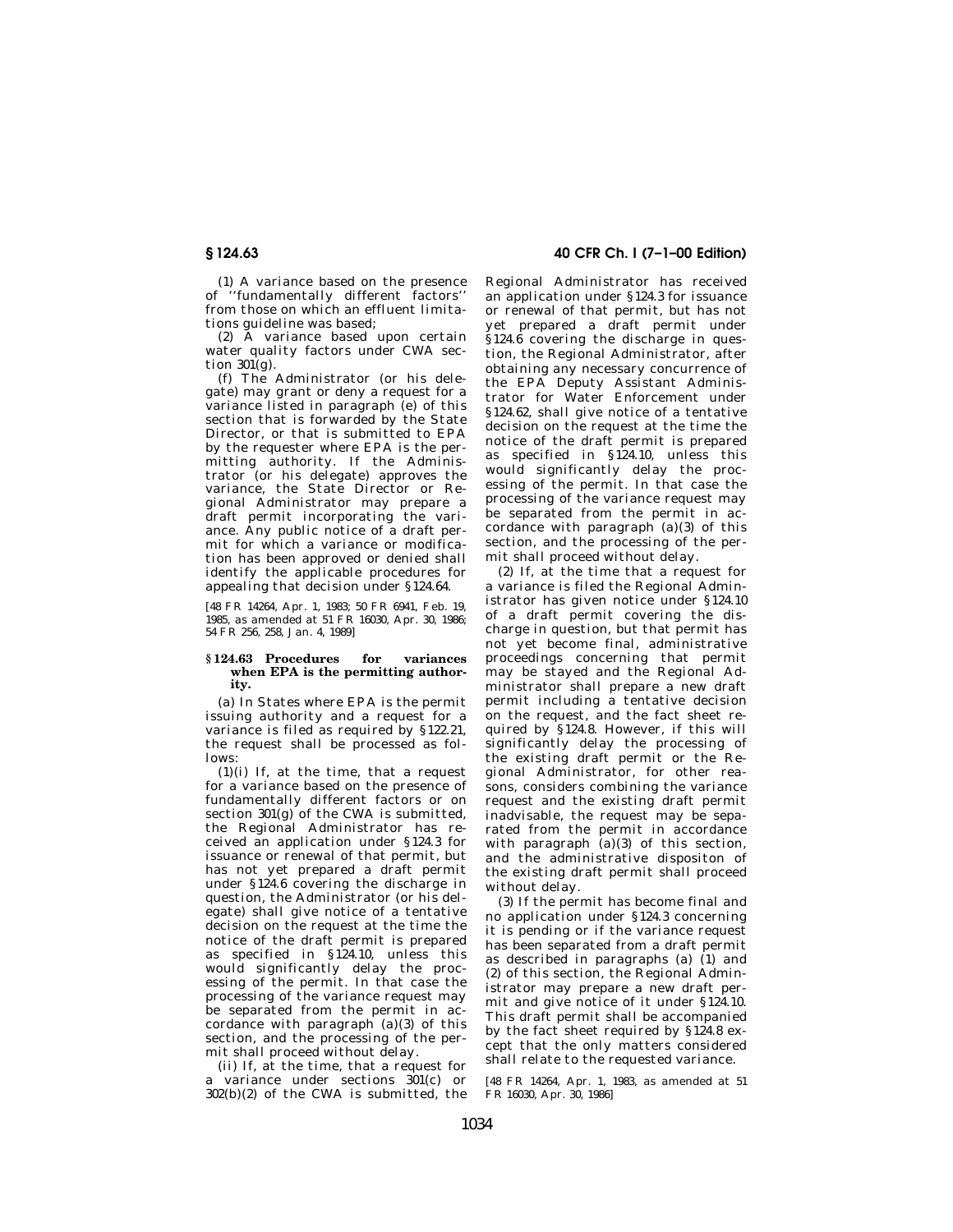(1) A variance based on the presence of "fundamentally different factors" from those on which an effluent limitations guideline was based;

(2) A variance based upon certain water quality factors under CWA section 301(g).

(f) The Administrator (or his delegate) may grant or deny a request for a variance listed in paragraph (e) of this section that is forwarded by the State Director, or that is submitted to EPA by the requester where EPA is the permitting authority. If the Administrator (or his delegate) approves the variance, the State Director or Regional Administrator may prepare a draft permit incorporating the variance. Any public notice of a draft permit for which a variance or modification has been approved or denied shall identify the applicable procedures for appealing that decision under §124.64.

[48 FR 14264, Apr. 1, 1983; 50 FR 6941, Feb. 19, 1985, as amended at 51 FR 16030, Apr. 30, 1986; 54 FR 256, 258, Jan. 4, 1989]

### §124.63 Procedures for variances when EPA is the permitting authority.

(a) In States where EPA is the permit issuing authority and a request for a variance is filed as required by §122.21, the request shall be processed as follows:

(1)(i) If, at the time, that a request for a variance based on the presence of fundamentally different factors or on section 301(g) of the CWA is submitted, the Regional Administrator has received an application under §124.3 for issuance or renewal of that permit, but has not yet prepared a draft permit under §124.6 covering the discharge in question, the Administrator (or his delegate) shall give notice of a tentative decision on the request at the time the notice of the draft permit is prepared as specified in §124.10, unless this would significantly delay the processing of the permit. In that case the processing of the variance request may be separated from the permit in accordance with paragraph (a)(3) of this section, and the processing of the permit shall proceed without delay.

(ii) If, at the time, that a request for a variance under sections 301(c) or 302(b)(2) of the CWA is submitted, the Regional Administrator has received an application under §124.3 for issuance or renewal of that permit, but has not yet prepared a draft permit under §124.6 covering the discharge in question, the Regional Administrator, after obtaining any necessary concurrence of the EPA Deputy Assistant Administrator for Water Enforcement under §124.62, shall give notice of a tentative decision on the request at the time the notice of the draft permit is prepared as specified in §124.10, unless this would significantly delay the processing of the permit. In that case the processing of the variance request may be separated from the permit in accordance with paragraph (a)(3) of this section, and the processing of the permit shall proceed without delay.

(2) If, at the time that a request for a variance is filed the Regional Administrator has given notice under §124.10 of a draft permit covering the discharge in question, but that permit has not yet become final, administrative proceedings concerning that permit may be stayed and the Regional Administrator shall prepare a new draft permit including a tentative decision on the request, and the fact sheet required by §124.8. However, if this will significantly delay the processing of the existing draft permit or the Regional Administrator, for other reasons, considers combining the variance request and the existing draft permit inadvisable, the request may be separated from the permit in accordance with paragraph (a)(3) of this section, and the administrative dispositon of the existing draft permit shall proceed without delay.

(3) If the permit has become final and no application under §124.3 concerning it is pending or if the variance request has been separated from a draft permit as described in paragraphs (a) (1) and (2) of this section, the Regional Administrator may prepare a new draft permit and give notice of it under §124.10. This draft permit shall be accompanied by the fact sheet required by §124.8 except that the only matters considered shall relate to the requested variance.

[48 FR 14264, Apr. 1, 1983, as amended at 51 FR 16030, Apr. 30, 1986]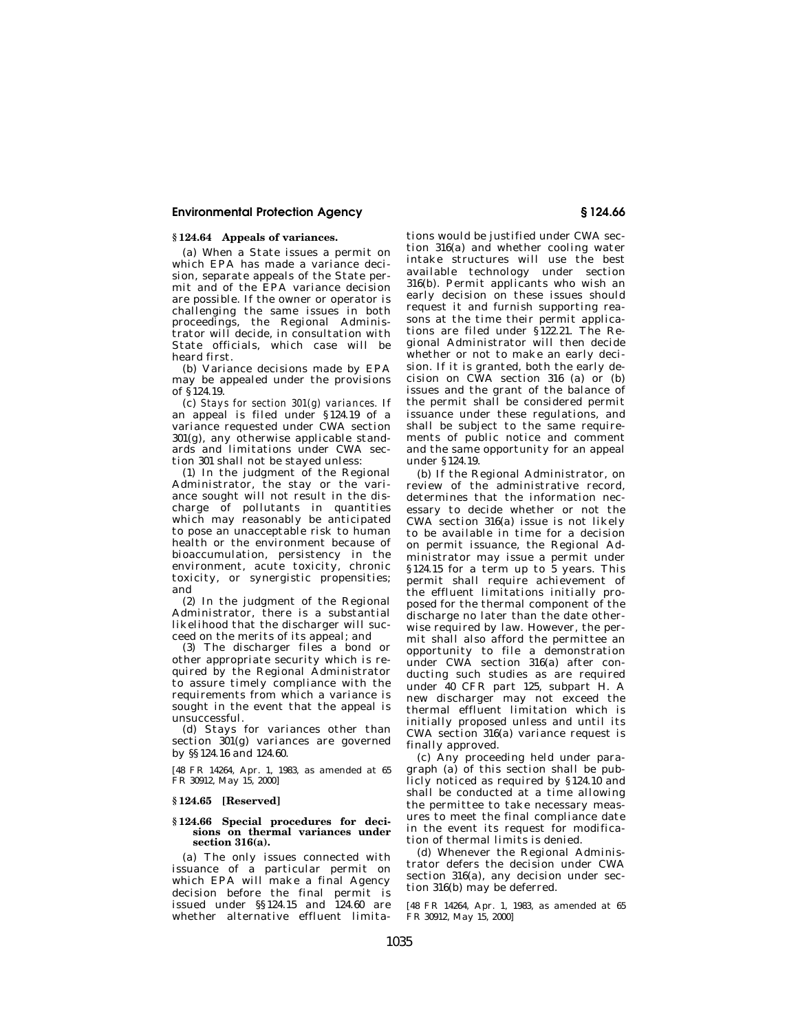### § 124.64 Appeals of variances.

(a) When a State issues a permit on which EPA has made a variance decision, separate appeals of the State permit and of the EPA variance decision are possible. If the owner or operator is challenging the same issues in both proceedings, the Regional Administrator will decide, in consultation with State officials, which case will be heard first.

(b) Variance decisions made by EPA may be appealed under the provisions of § 124.19.

(c) *Stays for section 301(g) variances.* If an appeal is filed under § 124.19 of a variance requested under CWA section 301(g), any otherwise applicable standards and limitations under CWA section 301 shall not be stayed unless:

(1) In the judgment of the Regional Administrator, the stay or the variance sought will not result in the discharge of pollutants in quantities which may reasonably be anticipated to pose an unacceptable risk to human health or the environment because of bioaccumulation, persistency in the environment, acute toxicity, chronic toxicity, or synergistic propensities; and

(2) In the judgment of the Regional Administrator, there is a substantial likelihood that the discharger will succeed on the merits of its appeal; and

(3) The discharger files a bond or other appropriate security which is required by the Regional Administrator to assure timely compliance with the requirements from which a variance is sought in the event that the appeal is unsuccessful.

(d) Stays for variances other than section 301(g) variances are governed by §§ 124.16 and 124.60.

[48 FR 14264, Apr. 1, 1983, as amended at 65 FR 30912, May 15, 2000]

### § 124.65 [Reserved]

### § 124.66 Special procedures for decisions on thermal variances under section 316(a).

(a) The only issues connected with issuance of a particular permit on which EPA will make a final Agency decision before the final permit is issued under §§ 124.15 and 124.60 are whether alternative effluent limitations would be justified under CWA section 316(a) and whether cooling water intake structures will use the best available technology under section 316(b). Permit applicants who wish an early decision on these issues should request it and furnish supporting reasons at the time their permit applications are filed under § 122.21. The Regional Administrator will then decide whether or not to make an early decision. If it is granted, both the early decision on CWA section 316 (a) or (b) issues and the grant of the balance of the permit shall be considered permit issuance under these regulations, and shall be subject to the same requirements of public notice and comment and the same opportunity for an appeal under § 124.19.

(b) If the Regional Administrator, on review of the administrative record, determines that the information necessary to decide whether or not the CWA section 316(a) issue is not likely to be available in time for a decision on permit issuance, the Regional Administrator may issue a permit under § 124.15 for a term up to 5 years. This permit shall require achievement of the effluent limitations initially proposed for the thermal component of the discharge no later than the date otherwise required by law. However, the permit shall also afford the permittee an opportunity to file a demonstration under CWA section 316(a) after conducting such studies as are required under 40 CFR part 125, subpart H. A new discharger may not exceed the thermal effluent limitation which is initially proposed unless and until its CWA section 316(a) variance request is finally approved.

(c) Any proceeding held under paragraph (a) of this section shall be publicly noticed as required by § 124.10 and shall be conducted at a time allowing the permittee to take necessary measures to meet the final compliance date in the event its request for modification of thermal limits is denied.

(d) Whenever the Regional Administrator defers the decision under CWA section 316(a), any decision under section 316(b) may be deferred.

[48 FR 14264, Apr. 1, 1983, as amended at 65 FR 30912, May 15, 2000]